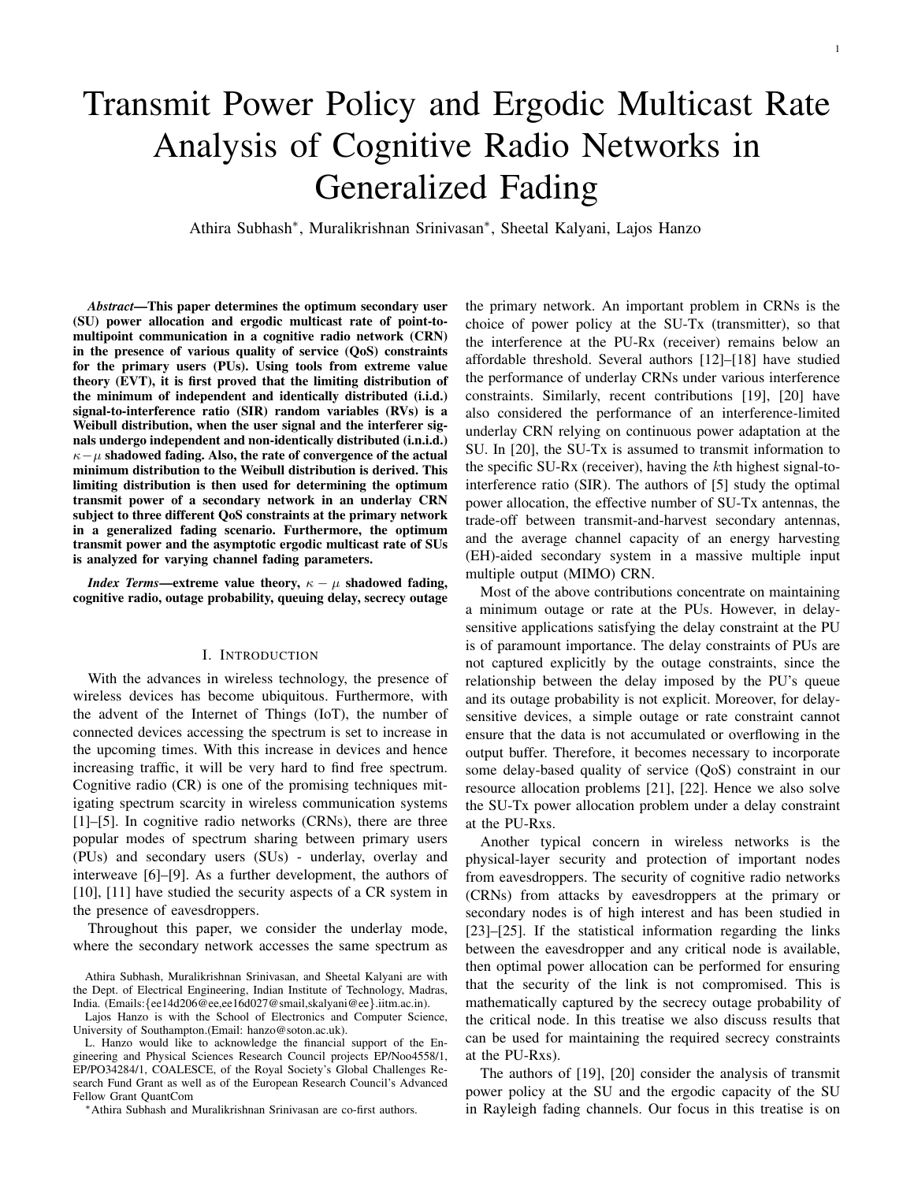# Transmit Power Policy and Ergodic Multicast Rate Analysis of Cognitive Radio Networks in Generalized Fading

Athira Subhash*, Muralikrishnan Srinivasan*, Sheetal Kalyani, Lajos Hanzo

***Abstract*—This paper determines the optimum secondary user (SU) power allocation and ergodic multicast rate of point-to-multipoint communication in a cognitive radio network (CRN) in the presence of various quality of service (QoS) constraints for the primary users (PUs). Using tools from extreme value theory (EVT), it is first proved that the limiting distribution of the minimum of independent and identically distributed (i.i.d.) signal-to-interference ratio (SIR) random variables (RVs) is a Weibull distribution, when the user signal and the interferer signals undergo independent and non-identically distributed (i.n.i.d.) $\kappa-\mu$ shadowed fading. Also, the rate of convergence of the actual minimum distribution to the Weibull distribution is derived. This limiting distribution is then used for determining the optimum transmit power of a secondary network in an underlay CRN subject to three different QoS constraints at the primary network in a generalized fading scenario. Furthermore, the optimum transmit power and the asymptotic ergodic multicast rate of SUs is analyzed for varying channel fading parameters.**

***Index Terms*—extreme value theory, $\kappa-\mu$ shadowed fading, cognitive radio, outage probability, queuing delay, secrecy outage**

## I. Introduction

With the advances in wireless technology, the presence of wireless devices has become ubiquitous. Furthermore, with the advent of the Internet of Things (IoT), the number of connected devices accessing the spectrum is set to increase in the upcoming times. With this increase in devices and hence increasing traffic, it will be very hard to find free spectrum. Cognitive radio (CR) is one of the promising techniques mitigating spectrum scarcity in wireless communication systems [1]–[5]. In cognitive radio networks (CRNs), there are three popular modes of spectrum sharing between primary users (PUs) and secondary users (SUs) - underlay, overlay and interweave [6]–[9]. As a further development, the authors of [10], [11] have studied the security aspects of a CR system in the presence of eavesdroppers.

Throughout this paper, we consider the underlay mode, where the secondary network accesses the same spectrum as the primary network. An important problem in CRNs is the choice of power policy at the SU-Tx (transmitter), so that the interference at the PU-Rx (receiver) remains below an affordable threshold. Several authors [12]–[18] have studied the performance of underlay CRNs under various interference constraints. Similarly, recent contributions [19], [20] have also considered the performance of an interference-limited underlay CRN relying on continuous power adaptation at the SU. In [20], the SU-Tx is assumed to transmit information to the specific SU-Rx (receiver), having the $k$th highest signal-to-interference ratio (SIR). The authors of [5] study the optimal power allocation, the effective number of SU-Tx antennas, the trade-off between transmit-and-harvest secondary antennas, and the average channel capacity of an energy harvesting (EH)-aided secondary system in a massive multiple input multiple output (MIMO) CRN.

Most of the above contributions concentrate on maintaining a minimum outage or rate at the PUs. However, in delay-sensitive applications satisfying the delay constraint at the PU is of paramount importance. The delay constraints of PUs are not captured explicitly by the outage constraints, since the relationship between the delay imposed by the PU's queue and its outage probability is not explicit. Moreover, for delay-sensitive devices, a simple outage or rate constraint cannot ensure that the data is not accumulated or overflowing in the output buffer. Therefore, it becomes necessary to incorporate some delay-based quality of service (QoS) constraint in our resource allocation problems [21], [22]. Hence we also solve the SU-Tx power allocation problem under a delay constraint at the PU-Rxs.

Another typical concern in wireless networks is the physical-layer security and protection of important nodes from eavesdroppers. The security of cognitive radio networks (CRNs) from attacks by eavesdroppers at the primary or secondary nodes is of high interest and has been studied in [23]–[25]. If the statistical information regarding the links between the eavesdropper and any critical node is available, then optimal power allocation can be performed for ensuring that the security of the link is not compromised. This is mathematically captured by the secrecy outage probability of the critical node. In this treatise we also discuss results that can be used for maintaining the required secrecy constraints at the PU-Rxs).

The authors of [19], [20] consider the analysis of transmit power policy at the SU and the ergodic capacity of the SU in Rayleigh fading channels. Our focus in this treatise is on

Athira Subhash, Muralikrishnan Srinivasan, and Sheetal Kalyani are with the Dept. of Electrical Engineering, Indian Institute of Technology, Madras, India. (Emails:{ee14d206@ee,ee16d027@smail,skalyani@ee}.iitm.ac.in).

Lajos Hanzo is with the School of Electronics and Computer Science, University of Southampton.(Email: hanzo@soton.ac.uk).

L. Hanzo would like to acknowledge the financial support of the Engineering and Physical Sciences Research Council projects EP/Noo4558/1, EP/PO34284/1, COALESCE, of the Royal Society's Global Challenges Research Fund Grant as well as of the European Research Council's Advanced Fellow Grant QuantCom

*Athira Subhash and Muralikrishnan Srinivasan are co-first authors.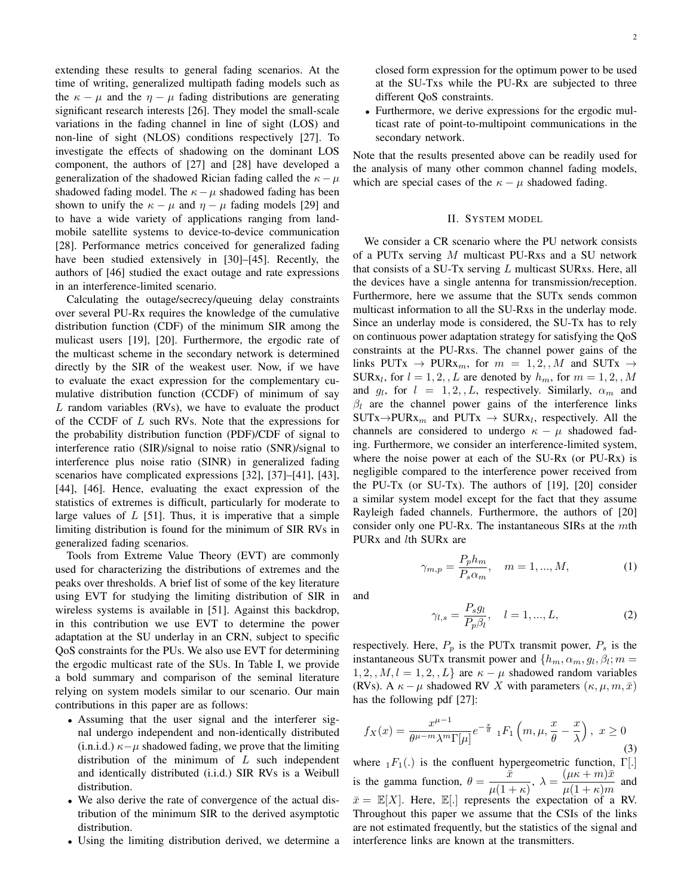extending these results to general fading scenarios. At the time of writing, generalized multipath fading models such as the $\kappa - \mu$ and the $\eta - \mu$ fading distributions are generating significant research interests [26]. They model the small-scale variations in the fading channel in line of sight (LOS) and non-line of sight (NLOS) conditions respectively [27]. To investigate the effects of shadowing on the dominant LOS component, the authors of [27] and [28] have developed a generalization of the shadowed Rician fading called the $\kappa - \mu$ shadowed fading model. The $\kappa - \mu$ shadowed fading has been shown to unify the $\kappa - \mu$ and $\eta - \mu$ fading models [29] and to have a wide variety of applications ranging from land-mobile satellite systems to device-to-device communication [28]. Performance metrics conceived for generalized fading have been studied extensively in [30]–[45]. Recently, the authors of [46] studied the exact outage and rate expressions in an interference-limited scenario.

Calculating the outage/secrecy/queuing delay constraints over several PU-Rx requires the knowledge of the cumulative distribution function (CDF) of the minimum SIR among the mulicast users [19], [20]. Furthermore, the ergodic rate of the multicast scheme in the secondary network is determined directly by the SIR of the weakest user. Now, if we have to evaluate the exact expression for the complementary cumulative distribution function (CCDF) of minimum of say $L$ random variables (RVs), we have to evaluate the product of the CCDF of $L$ such RVs. Note that the expressions for the probability distribution function (PDF)/CDF of signal to interference ratio (SIR)/signal to noise ratio (SNR)/signal to interference plus noise ratio (SINR) in generalized fading scenarios have complicated expressions [32], [37]–[41], [43], [44], [46]. Hence, evaluating the exact expression of the statistics of extremes is difficult, particularly for moderate to large values of $L$ [51]. Thus, it is imperative that a simple limiting distribution is found for the minimum of SIR RVs in generalized fading scenarios.

Tools from Extreme Value Theory (EVT) are commonly used for characterizing the distributions of extremes and the peaks over thresholds. A brief list of some of the key literature using EVT for studying the limiting distribution of SIR in wireless systems is available in [51]. Against this backdrop, in this contribution we use EVT to determine the power adaptation at the SU underlay in an CRN, subject to specific QoS constraints for the PUs. We also use EVT for determining the ergodic multicast rate of the SUs. In Table I, we provide a bold summary and comparison of the seminal literature relying on system models similar to our scenario. Our main contributions in this paper are as follows:

- Assuming that the user signal and the interferer signal undergo independent and non-identically distributed (i.n.i.d.) $\kappa - \mu$ shadowed fading, we prove that the limiting distribution of the minimum of $L$ such independent and identically distributed (i.i.d.) SIR RVs is a Weibull distribution.
- We also derive the rate of convergence of the actual distribution of the minimum SIR to the derived asymptotic distribution.
- Using the limiting distribution derived, we determine a closed form expression for the optimum power to be used at the SU-Txs while the PU-Rx are subjected to three different QoS constraints.
- Furthermore, we derive expressions for the ergodic multicast rate of point-to-multipoint communications in the secondary network.

Note that the results presented above can be readily used for the analysis of many other common channel fading models, which are special cases of the $\kappa - \mu$ shadowed fading.

## II. System model

We consider a CR scenario where the PU network consists of a PUTx serving $M$ multicast PU-Rxs and a SU network that consists of a SU-Tx serving $L$ multicast SURxs. Here, all the devices have a single antenna for transmission/reception. Furthermore, here we assume that the SUTx sends common multicast information to all the SU-Rxs in the underlay mode. Since an underlay mode is considered, the SU-Tx has to rely on continuous power adaptation strategy for satisfying the QoS constraints at the PU-Rxs. The channel power gains of the links PUTx $\rightarrow$ PURx$_m$, for $m = 1, 2, , M$ and SUTx $\rightarrow$ SURx$_l$, for $l = 1, 2, , L$ are denoted by $h_m$, for $m = 1, 2, , M$ and $g_l$, for $l = 1, 2, , L$, respectively. Similarly, $\alpha_m$ and $\beta_l$ are the channel power gains of the interference links SUTx$\rightarrow$PURx$_m$ and PUTx $\rightarrow$ SURx$_l$, respectively. All the channels are considered to undergo $\kappa - \mu$ shadowed fading. Furthermore, we consider an interference-limited system, where the noise power at each of the SU-Rx (or PU-Rx) is negligible compared to the interference power received from the PU-Tx (or SU-Tx). The authors of [19], [20] consider a similar system model except for the fact that they assume Rayleigh faded channels. Furthermore, the authors of [20] consider only one PU-Rx. The instantaneous SIRs at the $m$th PURx and $l$th SURx are

$$\gamma_{m,p} = \frac{P_p h_m}{P_s \alpha_m}, \quad m = 1, ..., M, \tag{1}$$

and

$$\gamma_{l,s} = \frac{P_s g_l}{P_p \beta_l}, \quad l = 1, ..., L, \tag{2}$$

respectively. Here, $P_p$ is the PUTx transmit power, $P_s$ is the instantaneous SUTx transmit power and $\{h_m, \alpha_m, g_l, \beta_l; m = 1, 2, , M, l = 1, 2, , L\}$ are $\kappa - \mu$ shadowed random variables (RVs). A $\kappa - \mu$ shadowed RV $X$ with parameters $(\kappa, \mu, m, \bar{x})$ has the following pdf [27]:

$$f_X(x) = \frac{x^{\mu-1}}{\theta^{\mu-m}\lambda^m \Gamma[\mu]} e^{-\frac{x}{\theta}} \, {}_1F_1\left(m, \mu, \frac{x}{\theta} - \frac{x}{\lambda}\right), \; x \geq 0 \tag{3}$$

where ${}_1F_1(.)$ is the confluent hypergeometric function, $\Gamma[.]$ is the gamma function, $\theta = \dfrac{\bar{x}}{\mu(1+\kappa)}$, $\lambda = \dfrac{(\mu\kappa + m)\bar{x}}{\mu(1+\kappa)m}$ and $\bar{x} = \mathbb{E}[X]$. Here, $\mathbb{E}[.]$ represents the expectation of a RV. Throughout this paper we assume that the CSIs of the links are not estimated frequently, but the statistics of the signal and interference links are known at the transmitters.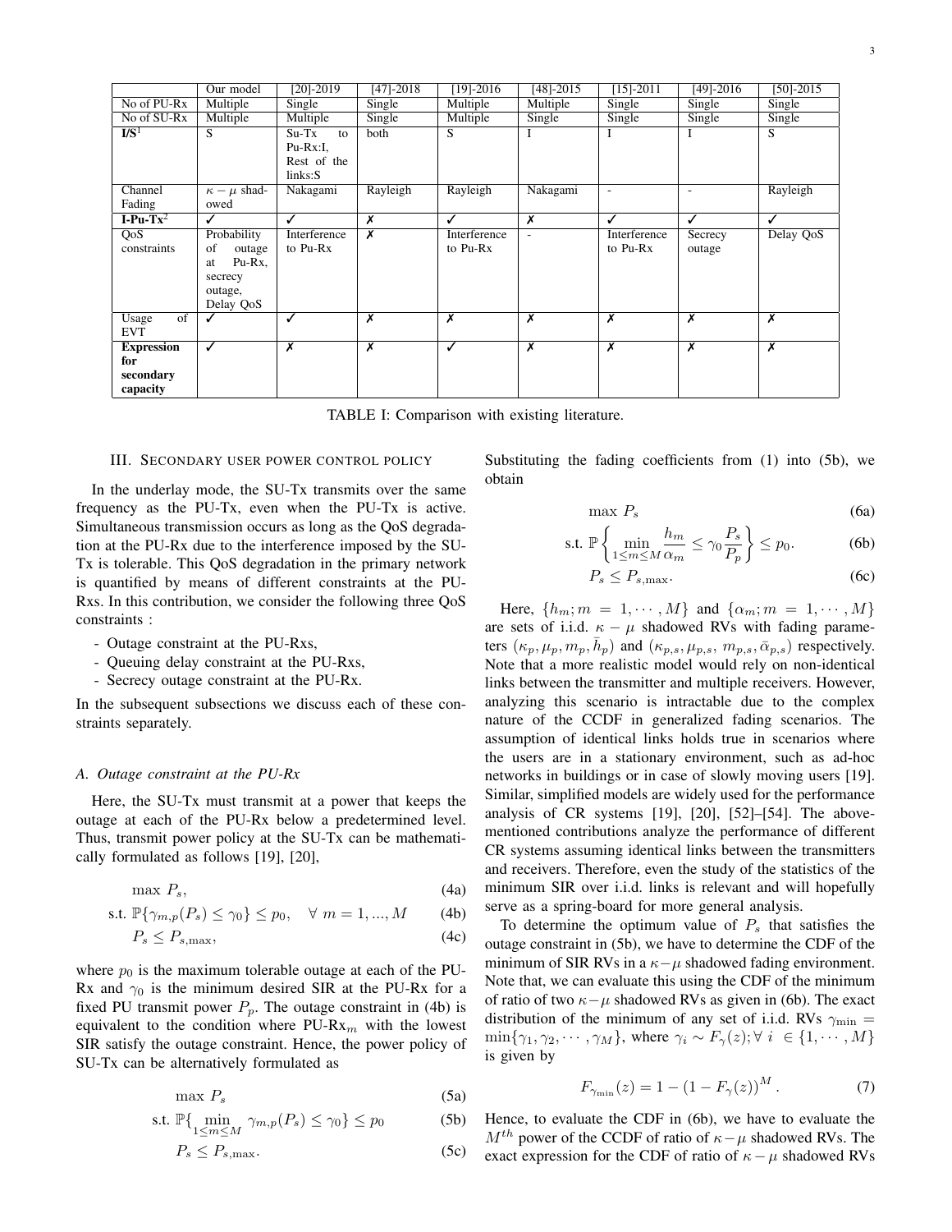| | Our model | [20]-2019 | [47]-2018 | [19]-2016 | [48]-2015 | [15]-2011 | [49]-2016 | [50]-2015 |
|---|---|---|---|---|---|---|---|---|
| No of PU-Rx | Multiple | Single | Single | Multiple | Multiple | Single | Single | Single |
| No of SU-Rx | Multiple | Multiple | Single | Multiple | Single | Single | Single | Single |
| **I/S**[1] | S | Su-Tx to Pu-Rx:I, Rest of the links:S | both | S | I | I | I | S |
| Channel Fading | $\kappa-\mu$ shadowed | Nakagami | Rayleigh | Rayleigh | Nakagami | - | - | Rayleigh |
| **I-Pu-Tx**[2] | ✓ | ✓ | ✗ | ✓ | ✗ | ✓ | ✓ | ✓ |
| QoS constraints | Probability of outage at Pu-Rx, secrecy outage, Delay QoS | Interference to Pu-Rx | ✗ | Interference to Pu-Rx | - | Interference to Pu-Rx | Secrecy outage | Delay QoS |
| Usage of EVT | ✓ | ✓ | ✗ | ✗ | ✗ | ✗ | ✗ | ✗ |
| **Expression for secondary capacity** | ✓ | ✗ | ✗ | ✓ | ✗ | ✗ | ✗ | ✗ |

TABLE I: Comparison with existing literature.

## III. Secondary user power control policy

In the underlay mode, the SU-Tx transmits over the same frequency as the PU-Tx, even when the PU-Tx is active. Simultaneous transmission occurs as long as the QoS degradation at the PU-Rx due to the interference imposed by the SU-Tx is tolerable. This QoS degradation in the primary network is quantified by means of different constraints at the PU-Rxs. In this contribution, we consider the following three QoS constraints :

- Outage constraint at the PU-Rxs,
- Queuing delay constraint at the PU-Rxs,
- Secrecy outage constraint at the PU-Rx.

In the subsequent subsections we discuss each of these constraints separately.

### A. Outage constraint at the PU-Rx

Here, the SU-Tx must transmit at a power that keeps the outage at each of the PU-Rx below a predetermined level. Thus, transmit power policy at the SU-Tx can be mathematically formulated as follows [19], [20],

$$\max\ P_s, \tag{4a}$$

$$\text{s.t. } \mathbb{P}\{\gamma_{m,p}(P_s) \leq \gamma_0\} \leq p_0, \quad \forall\ m = 1, ..., M \tag{4b}$$

$$P_s \leq P_{s,\max}, \tag{4c}$$

where $p_0$ is the maximum tolerable outage at each of the PU-Rx and $\gamma_0$ is the minimum desired SIR at the PU-Rx for a fixed PU transmit power $P_p$. The outage constraint in (4b) is equivalent to the condition where PU-Rx$_m$ with the lowest SIR satisfy the outage constraint. Hence, the power policy of SU-Tx can be alternatively formulated as

$$\max\ P_s \tag{5a}$$

$$\text{s.t. } \mathbb{P}\{\min_{1\leq m\leq M} \gamma_{m,p}(P_s) \leq \gamma_0\} \leq p_0 \tag{5b}$$

$$P_s \leq P_{s,\max}. \tag{5c}$$

Substituting the fading coefficients from (1) into (5b), we obtain

$$\max\ P_s \tag{6a}$$

$$\text{s.t. } \mathbb{P}\left\{\min_{1\leq m\leq M} \frac{h_m}{\alpha_m} \leq \gamma_0 \frac{P_s}{P_p}\right\} \leq p_0. \tag{6b}$$

$$P_s \leq P_{s,\max}. \tag{6c}$$

Here, $\{h_m; m = 1, \cdots, M\}$ and $\{\alpha_m; m = 1, \cdots, M\}$ are sets of i.i.d. $\kappa-\mu$ shadowed RVs with fading parameters $(\kappa_p, \mu_p, m_p, \bar{h}_p)$ and $(\kappa_{p,s}, \mu_{p,s}, m_{p,s}, \bar{\alpha}_{p,s})$ respectively. Note that a more realistic model would rely on non-identical links between the transmitter and multiple receivers. However, analyzing this scenario is intractable due to the complex nature of the CCDF in generalized fading scenarios. The assumption of identical links holds true in scenarios where the users are in a stationary environment, such as ad-hoc networks in buildings or in case of slowly moving users [19]. Similar, simplified models are widely used for the performance analysis of CR systems [19], [20], [52]–[54]. The above-mentioned contributions analyze the performance of different CR systems assuming identical links between the transmitters and receivers. Therefore, even the study of the statistics of the minimum SIR over i.i.d. links is relevant and will hopefully serve as a spring-board for more general analysis.

To determine the optimum value of $P_s$ that satisfies the outage constraint in (5b), we have to determine the CDF of the minimum of SIR RVs in a $\kappa-\mu$ shadowed fading environment. Note that, we can evaluate this using the CDF of the minimum of ratio of two $\kappa-\mu$ shadowed RVs as given in (6b). The exact distribution of the minimum of any set of i.i.d. RVs $\gamma_{\min} = \min\{\gamma_1, \gamma_2, \cdots, \gamma_M\}$, where $\gamma_i \sim F_\gamma(z); \forall\ i \in \{1, \cdots, M\}$ is given by

$$F_{\gamma_{\min}}(z) = 1 - (1 - F_\gamma(z))^M. \tag{7}$$

Hence, to evaluate the CDF in (6b), we have to evaluate the $M^{th}$ power of the CCDF of ratio of $\kappa-\mu$ shadowed RVs. The exact expression for the CDF of ratio of $\kappa-\mu$ shadowed RVs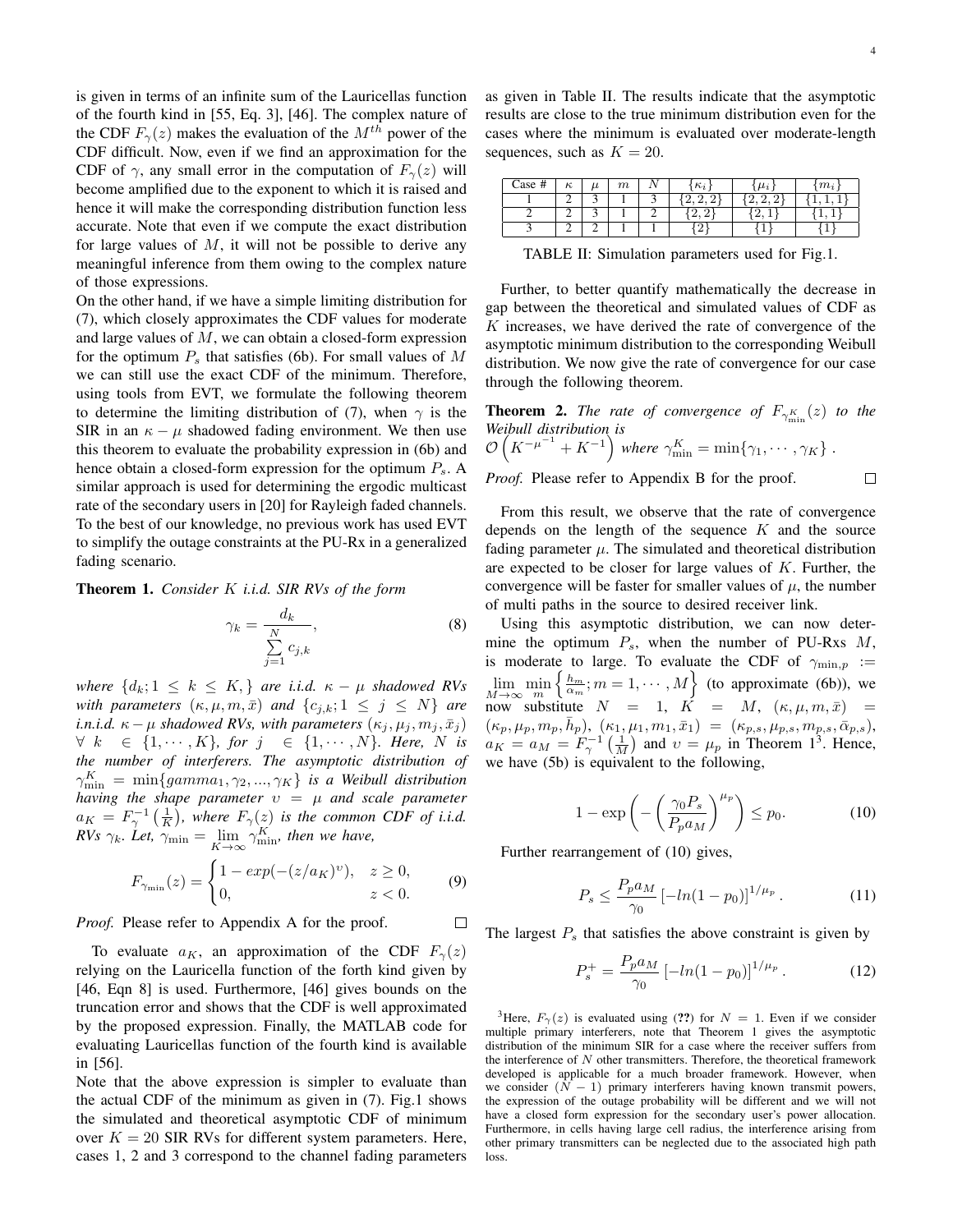is given in terms of an infinite sum of the Lauricellas function of the fourth kind in [55, Eq. 3], [46]. The complex nature of the CDF $F_\gamma(z)$ makes the evaluation of the $M^{th}$ power of the CDF difficult. Now, even if we find an approximation for the CDF of $\gamma$, any small error in the computation of $F_\gamma(z)$ will become amplified due to the exponent to which it is raised and hence it will make the corresponding distribution function less accurate. Note that even if we compute the exact distribution for large values of $M$, it will not be possible to derive any meaningful inference from them owing to the complex nature of those expressions.

On the other hand, if we have a simple limiting distribution for (7), which closely approximates the CDF values for moderate and large values of $M$, we can obtain a closed-form expression for the optimum $P_s$ that satisfies (6b). For small values of $M$ we can still use the exact CDF of the minimum. Therefore, using tools from EVT, we formulate the following theorem to determine the limiting distribution of (7), when $\gamma$ is the SIR in an $\kappa-\mu$ shadowed fading environment. We then use this theorem to evaluate the probability expression in (6b) and hence obtain a closed-form expression for the optimum $P_s$. A similar approach is used for determining the ergodic multicast rate of the secondary users in [20] for Rayleigh faded channels. To the best of our knowledge, no previous work has used EVT to simplify the outage constraints at the PU-Rx in a generalized fading scenario.

**Theorem 1.** *Consider $K$ i.i.d. SIR RVs of the form*

$$\gamma_k = \frac{d_k}{\sum_{j=1}^{N} c_{j,k}}, \tag{8}$$

*where $\{d_k; 1 \leq k \leq K,\}$ are i.i.d. $\kappa-\mu$ shadowed RVs with parameters $(\kappa, \mu, m, \bar{x})$ and $\{c_{j,k}; 1 \leq j \leq N\}$ are i.n.i.d. $\kappa-\mu$ shadowed RVs, with parameters $(\kappa_j, \mu_j, m_j, \bar{x}_j)$ $\forall\ k \in \{1, \cdots, K\}$, for $j \in \{1, \cdots, N\}$. Here, $N$ is the number of interferers. The asymptotic distribution of $\gamma_{\min}^K = \min\{gamma_1, \gamma_2, ..., \gamma_K\}$ is a Weibull distribution having the shape parameter $\upsilon = \mu$ and scale parameter $a_K = F_\gamma^{-1}\left(\frac{1}{K}\right)$, where $F_\gamma(z)$ is the common CDF of i.i.d. RVs $\gamma_k$. Let, $\gamma_{\min} = \lim_{K\to\infty} \gamma_{\min}^K$, then we have,*

$$F_{\gamma_{\min}}(z) = \begin{cases} 1 - exp(-(z/a_K)^\upsilon), & z \geq 0, \\ 0, & z < 0. \end{cases} \tag{9}$$

*Proof.* Please refer to Appendix A for the proof. ☐

To evaluate $a_K$, an approximation of the CDF $F_\gamma(z)$ relying on the Lauricella function of the forth kind given by [46, Eqn 8] is used. Furthermore, [46] gives bounds on the truncation error and shows that the CDF is well approximated by the proposed expression. Finally, the MATLAB code for evaluating Lauricellas function of the fourth kind is available in [56].

Note that the above expression is simpler to evaluate than the actual CDF of the minimum as given in (7). Fig.1 shows the simulated and theoretical asymptotic CDF of minimum over $K = 20$ SIR RVs for different system parameters. Here, cases 1, 2 and 3 correspond to the channel fading parameters as given in Table II. The results indicate that the asymptotic results are close to the true minimum distribution even for the cases where the minimum is evaluated over moderate-length sequences, such as $K = 20$.

| Case # | $\kappa$ | $\mu$ | $m$ | $N$ | $\{\kappa_i\}$ | $\{\mu_i\}$ | $\{m_i\}$ |
|---|---|---|---|---|---|---|---|
| 1 | 2 | 3 | 1 | 3 | $\{2, 2, 2\}$ | $\{2, 2, 2\}$ | $\{1, 1, 1\}$ |
| 2 | 2 | 3 | 1 | 2 | $\{2, 2\}$ | $\{2, 1\}$ | $\{1, 1\}$ |
| 3 | 2 | 2 | 1 | 1 | $\{2\}$ | $\{1\}$ | $\{1\}$ |

TABLE II: Simulation parameters used for Fig.1.

Further, to better quantify mathematically the decrease in gap between the theoretical and simulated values of CDF as $K$ increases, we have derived the rate of convergence of the asymptotic minimum distribution to the corresponding Weibull distribution. We now give the rate of convergence for our case through the following theorem.

**Theorem 2.** *The rate of convergence of $F_{\gamma_{\min}^K}(z)$ to the Weibull distribution is $\mathcal{O}\left(K^{-\mu^{-1}} + K^{-1}\right)$ where $\gamma_{\min}^K = \min\{\gamma_1, \cdots, \gamma_K\}$.*

*Proof.* Please refer to Appendix B for the proof. ☐

From this result, we observe that the rate of convergence depends on the length of the sequence $K$ and the source fading parameter $\mu$. The simulated and theoretical distribution are expected to be closer for large values of $K$. Further, the convergence will be faster for smaller values of $\mu$, the number of multi paths in the source to desired receiver link.

Using this asymptotic distribution, we can now determine the optimum $P_s$, when the number of PU-Rxs $M$, is moderate to large. To evaluate the CDF of $\gamma_{\min,p} := \lim_{M\to\infty} \min_m \left\{\frac{h_m}{\alpha_m}; m = 1, \cdots, M\right\}$ (to approximate (6b)), we now substitute $N = 1$, $K = M$, $(\kappa, \mu, m, \bar{x}) = (\kappa_p, \mu_p, m_p, \bar{h}_p)$, $(\kappa_1, \mu_1, m_1, \bar{x}_1) = (\kappa_{p,s}, \mu_{p,s}, m_{p,s}, \bar{\alpha}_{p,s})$, $a_K = a_M = F_\gamma^{-1}\left(\frac{1}{M}\right)$ and $\upsilon = \mu_p$ in Theorem 1[3]. Hence, we have (5b) is equivalent to the following,

$$1 - \exp\left(-\left(\frac{\gamma_0 P_s}{P_p a_M}\right)^{\mu_p}\right) \leq p_0. \tag{10}$$

Further rearrangement of (10) gives,

$$P_s \leq \frac{P_p a_M}{\gamma_0}\left[-ln(1-p_0)\right]^{1/\mu_p}. \tag{11}$$

The largest $P_s$ that satisfies the above constraint is given by

$$P_s^+ = \frac{P_p a_M}{\gamma_0}\left[-ln(1-p_0)\right]^{1/\mu_p}. \tag{12}$$

[3]Here, $F_\gamma(z)$ is evaluated using (??) for $N = 1$. Even if we consider multiple primary interferers, note that Theorem 1 gives the asymptotic distribution of the minimum SIR for a case where the receiver suffers from the interference of $N$ other transmitters. Therefore, the theoretical framework developed is applicable for a much broader framework. However, when we consider $(N-1)$ primary interferers having known transmit powers, the expression of the outage probability will be different and we will not have a closed form expression for the secondary user's power allocation. Furthermore, in cells having large cell radius, the interference arising from other primary transmitters can be neglected due to the associated high path loss.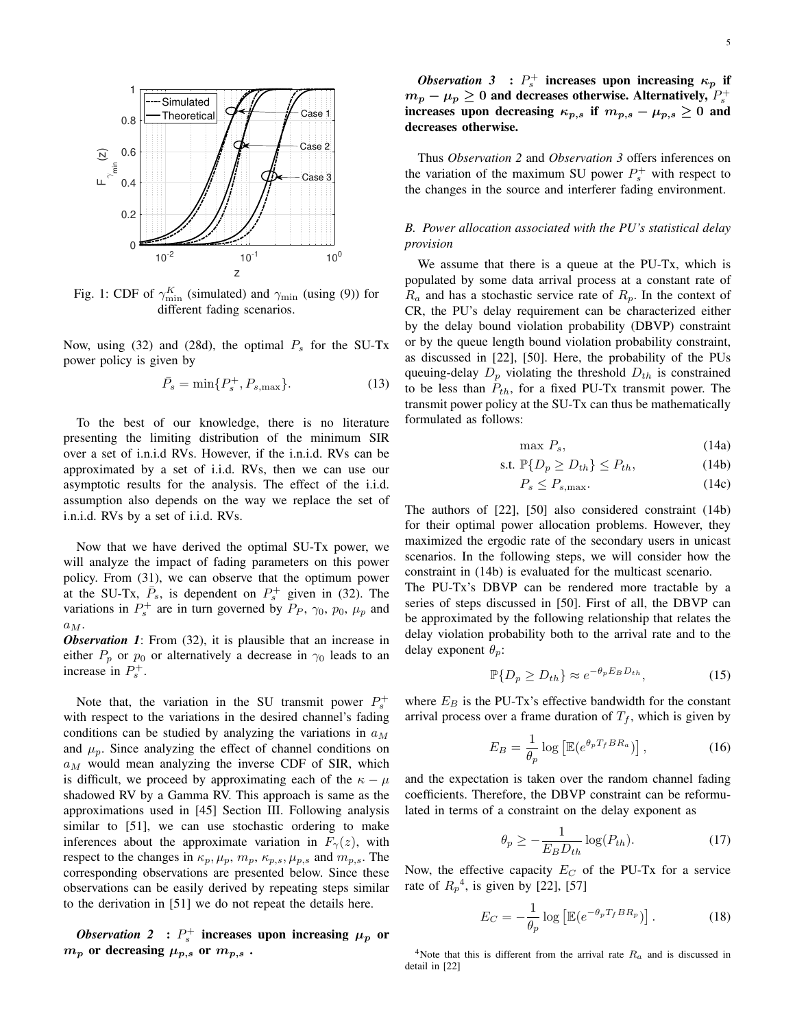Fig. 1: CDF of $\gamma_{\min}^{K}$ (simulated) and $\gamma_{\min}$ (using (9)) for different fading scenarios.

Now, using (32) and (28d), the optimal $P_s$ for the SU-Tx power policy is given by

$$\bar{P}_s = \min\{P_s^+, P_{s,\max}\}. \tag{13}$$

To the best of our knowledge, there is no literature presenting the limiting distribution of the minimum SIR over a set of i.n.i.d RVs. However, if the i.n.i.d. RVs can be approximated by a set of i.i.d. RVs, then we can use our asymptotic results for the analysis. The effect of the i.i.d. assumption also depends on the way we replace the set of i.n.i.d. RVs by a set of i.i.d. RVs.

Now that we have derived the optimal SU-Tx power, we will analyze the impact of fading parameters on this power policy. From (31), we can observe that the optimum power at the SU-Tx, $\bar{P}_s$, is dependent on $P_s^+$ given in (32). The variations in $P_s^+$ are in turn governed by $P_P$, $\gamma_0$, $p_0$, $\mu_p$ and $a_M$.

***Observation 1***: From (32), it is plausible that an increase in either $P_p$ or $p_0$ or alternatively a decrease in $\gamma_0$ leads to an increase in $P_s^+$.

Note that, the variation in the SU transmit power $P_s^+$ with respect to the variations in the desired channel's fading conditions can be studied by analyzing the variations in $a_M$ and $\mu_p$. Since analyzing the effect of channel conditions on $a_M$ would mean analyzing the inverse CDF of SIR, which is difficult, we proceed by approximating each of the $\kappa - \mu$ shadowed RV by a Gamma RV. This approach is same as the approximations used in [45] Section III. Following analysis similar to [51], we can use stochastic ordering to make inferences about the approximate variation in $F_\gamma(z)$, with respect to the changes in $\kappa_p, \mu_p$, $m_p$, $\kappa_{p,s}, \mu_{p,s}$ and $m_{p,s}$. The corresponding observations are presented below. Since these observations can be easily derived by repeating steps similar to the derivation in [51] we do not repeat the details here.

***Observation 2*** **: $P_s^+$ increases upon increasing $\mu_p$ or $m_p$ or decreasing $\mu_{p,s}$ or $m_{p,s}$ .**

***Observation 3*** **: $P_s^+$ increases upon increasing $\kappa_p$ if $m_p - \mu_p \geq 0$ and decreases otherwise. Alternatively, $P_s^+$ increases upon decreasing $\kappa_{p,s}$ if $m_{p,s} - \mu_{p,s} \geq 0$ and decreases otherwise.**

Thus *Observation 2* and *Observation 3* offers inferences on the variation of the maximum SU power $P_s^+$ with respect to the changes in the source and interferer fading environment.

### *B. Power allocation associated with the PU's statistical delay provision*

We assume that there is a queue at the PU-Tx, which is populated by some data arrival process at a constant rate of $R_a$ and has a stochastic service rate of $R_p$. In the context of CR, the PU's delay requirement can be characterized either by the delay bound violation probability (DBVP) constraint or by the queue length bound violation probability constraint, as discussed in [22], [50]. Here, the probability of the PUs queuing-delay $D_p$ violating the threshold $D_{th}$ is constrained to be less than $P_{th}$, for a fixed PU-Tx transmit power. The transmit power policy at the SU-Tx can thus be mathematically formulated as follows:

$$\max\ P_s, \tag{14a}$$
$$\text{s.t. } \mathbb{P}\{D_p \geq D_{th}\} \leq P_{th}, \tag{14b}$$
$$P_s \leq P_{s,\max}. \tag{14c}$$

The authors of [22], [50] also considered constraint (14b) for their optimal power allocation problems. However, they maximized the ergodic rate of the secondary users in unicast scenarios. In the following steps, we will consider how the constraint in (14b) is evaluated for the multicast scenario.
The PU-Tx's DBVP can be rendered more tractable by a series of steps discussed in [50]. First of all, the DBVP can be approximated by the following relationship that relates the delay violation probability both to the arrival rate and to the delay exponent $\theta_p$:

$$\mathbb{P}\{D_p \geq D_{th}\} \approx e^{-\theta_p E_B D_{th}}, \tag{15}$$

where $E_B$ is the PU-Tx's effective bandwidth for the constant arrival process over a frame duration of $T_f$, which is given by

$$E_B = \frac{1}{\theta_p} \log \left[\mathbb{E}(e^{\theta_p T_f B R_a})\right], \tag{16}$$

and the expectation is taken over the random channel fading coefficients. Therefore, the DBVP constraint can be reformulated in terms of a constraint on the delay exponent as

$$\theta_p \geq -\frac{1}{E_B D_{th}} \log(P_{th}). \tag{17}$$

Now, the effective capacity $E_C$ of the PU-Tx for a service rate of $R_p$[4], is given by [22], [57]

$$E_C = -\frac{1}{\theta_p} \log \left[\mathbb{E}(e^{-\theta_p T_f B R_p})\right]. \tag{18}$$

[4]Note that this is different from the arrival rate $R_a$ and is discussed in detail in [22]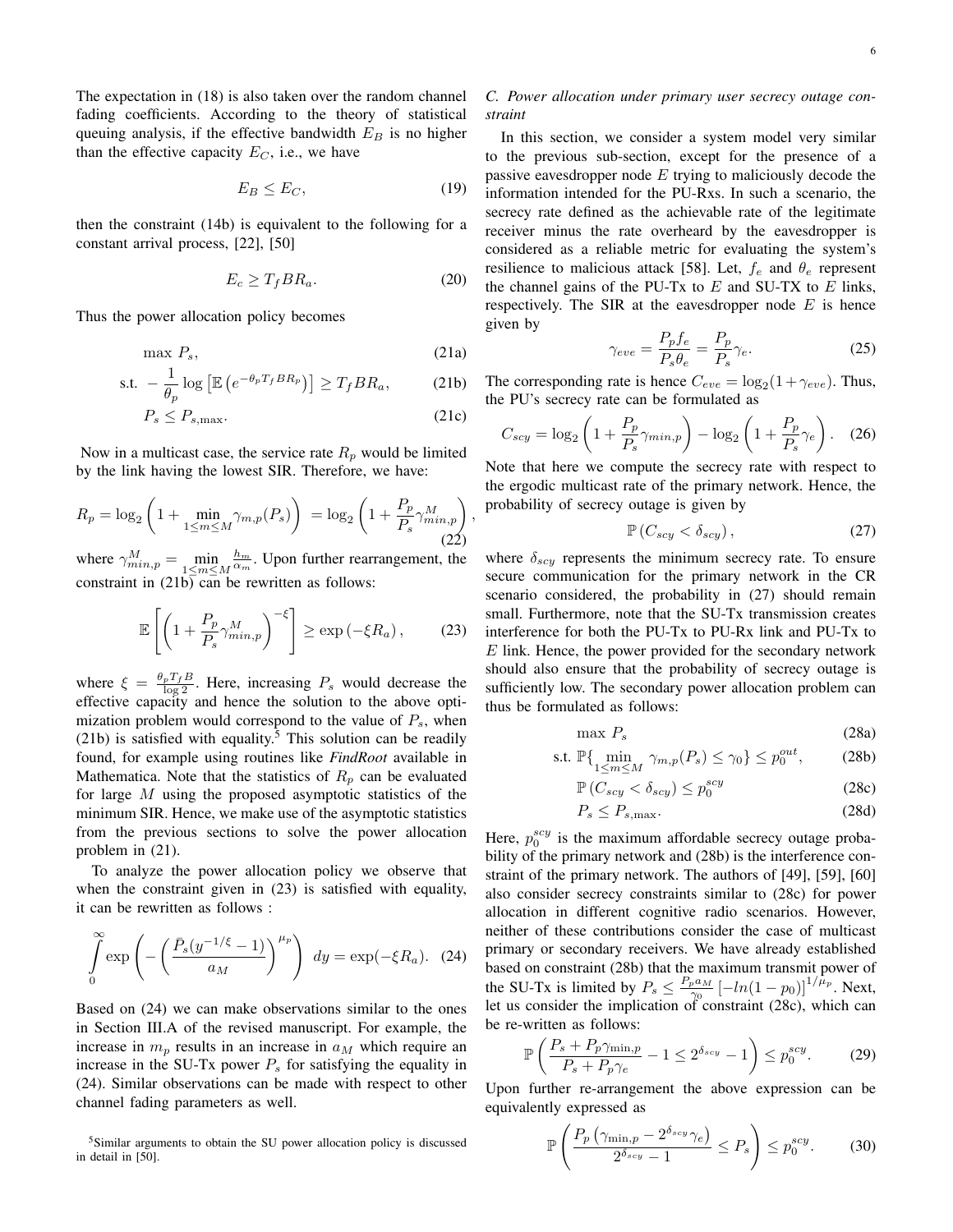The expectation in (18) is also taken over the random channel fading coefficients. According to the theory of statistical queuing analysis, if the effective bandwidth $E_B$ is no higher than the effective capacity $E_C$, i.e., we have

$$E_B \leq E_C, \tag{19}$$

then the constraint (14b) is equivalent to the following for a constant arrival process, [22], [50]

$$E_c \geq T_f B R_a. \tag{20}$$

Thus the power allocation policy becomes

$$\max \; P_s, \tag{21a}$$

$$\text{s.t.} \; -\frac{1}{\theta_p} \log \left[ \mathbb{E}\left( e^{-\theta_p T_f B R_p} \right) \right] \geq T_f B R_a, \tag{21b}$$

$$P_s \leq P_{s,\max}. \tag{21c}$$

Now in a multicast case, the service rate $R_p$ would be limited by the link having the lowest SIR. Therefore, we have:

$$R_p = \log_2\left(1 + \min_{1 \leq m \leq M} \gamma_{m,p}(P_s)\right) = \log_2\left(1 + \frac{P_p}{P_s}\gamma_{min,p}^M\right), \tag{22}$$

where $\gamma_{min,p}^M = \min_{1 \leq m \leq M} \frac{h_m}{\alpha_m}$. Upon further rearrangement, the constraint in (21b) can be rewritten as follows:

$$\mathbb{E}\left[ \left( 1 + \frac{P_p}{P_s}\gamma_{min,p}^M \right)^{-\xi} \right] \geq \exp\left(-\xi R_a\right), \tag{23}$$

where $\xi = \frac{\theta_p T_f B}{\log 2}$. Here, increasing $P_s$ would decrease the effective capacity and hence the solution to the above optimization problem would correspond to the value of $P_s$, when (21b) is satisfied with equality.[5] This solution can be readily found, for example using routines like ***FindRoot*** available in Mathematica. Note that the statistics of $R_p$ can be evaluated for large $M$ using the proposed asymptotic statistics of the minimum SIR. Hence, we make use of the asymptotic statistics from the previous sections to solve the power allocation problem in (21).

To analyze the power allocation policy we observe that when the constraint given in (23) is satisfied with equality, it can be rewritten as follows :

$$\int_0^\infty \exp\left( -\left( \frac{\bar{P}_s(y^{-1/\xi} - 1)}{a_M} \right)^{\mu_p} \right) \, dy = \exp(-\xi R_a). \tag{24}$$

Based on (24) we can make observations similar to the ones in Section III.A of the revised manuscript. For example, the increase in $m_p$ results in an increase in $a_M$ which require an increase in the SU-Tx power $P_s$ for satisfying the equality in (24). Similar observations can be made with respect to other channel fading parameters as well.

[5] Similar arguments to obtain the SU power allocation policy is discussed in detail in [50].

### C. Power allocation under primary user secrecy outage constraint

In this section, we consider a system model very similar to the previous sub-section, except for the presence of a passive eavesdropper node $E$ trying to maliciously decode the information intended for the PU-Rxs. In such a scenario, the secrecy rate defined as the achievable rate of the legitimate receiver minus the rate overheard by the eavesdropper is considered as a reliable metric for evaluating the system's resilience to malicious attack [58]. Let, $f_e$ and $\theta_e$ represent the channel gains of the PU-Tx to $E$ and SU-TX to $E$ links, respectively. The SIR at the eavesdropper node $E$ is hence given by

$$\gamma_{eve} = \frac{P_p f_e}{P_s \theta_e} = \frac{P_p}{P_s}\gamma_e. \tag{25}$$

The corresponding rate is hence $C_{eve} = \log_2(1 + \gamma_{eve})$. Thus, the PU's secrecy rate can be formulated as

$$C_{scy} = \log_2\left(1 + \frac{P_p}{P_s}\gamma_{min,p}\right) - \log_2\left(1 + \frac{P_p}{P_s}\gamma_e\right). \tag{26}$$

Note that here we compute the secrecy rate with respect to the ergodic multicast rate of the primary network. Hence, the probability of secrecy outage is given by

$$\mathbb{P}\left(C_{scy} < \delta_{scy}\right), \tag{27}$$

where $\delta_{scy}$ represents the minimum secrecy rate. To ensure secure communication for the primary network in the CR scenario considered, the probability in (27) should remain small. Furthermore, note that the SU-Tx transmission creates interference for both the PU-Tx to PU-Rx link and PU-Tx to $E$ link. Hence, the power provided for the secondary network should also ensure that the probability of secrecy outage is sufficiently low. The secondary power allocation problem can thus be formulated as follows:

$$\max \; P_s \tag{28a}$$

$$\text{s.t.} \; \mathbb{P}\{ \min_{1 \leq m \leq M} \gamma_{m,p}(P_s) \leq \gamma_0 \} \leq p_0^{out}, \tag{28b}$$

$$\mathbb{P}\left(C_{scy} < \delta_{scy}\right) \leq p_0^{scy} \tag{28c}$$

$$P_s \leq P_{s,\max}. \tag{28d}$$

Here, $p_0^{scy}$ is the maximum affordable secrecy outage probability of the primary network and (28b) is the interference constraint of the primary network. The authors of [49], [59], [60] also consider secrecy constraints similar to (28c) for power allocation in different cognitive radio scenarios. However, neither of these contributions consider the case of multicast primary or secondary receivers. We have already established based on constraint (28b) that the maximum transmit power of the SU-Tx is limited by $P_s \leq \frac{P_p a_M}{\gamma_0}\left[-ln(1 - p_0)\right]^{1/\mu_p}$. Next, let us consider the implication of constraint (28c), which can be re-written as follows:

$$\mathbb{P}\left( \frac{P_s + P_p \gamma_{\min,p}}{P_s + P_p \gamma_e} - 1 \leq 2^{\delta_{scy}} - 1 \right) \leq p_0^{scy}. \tag{29}$$

Upon further re-arrangement the above expression can be equivalently expressed as

$$\mathbb{P}\left( \frac{P_p\left(\gamma_{\min,p} - 2^{\delta_{scy}}\gamma_e\right)}{2^{\delta_{scy}} - 1} \leq P_s \right) \leq p_0^{scy}. \tag{30}$$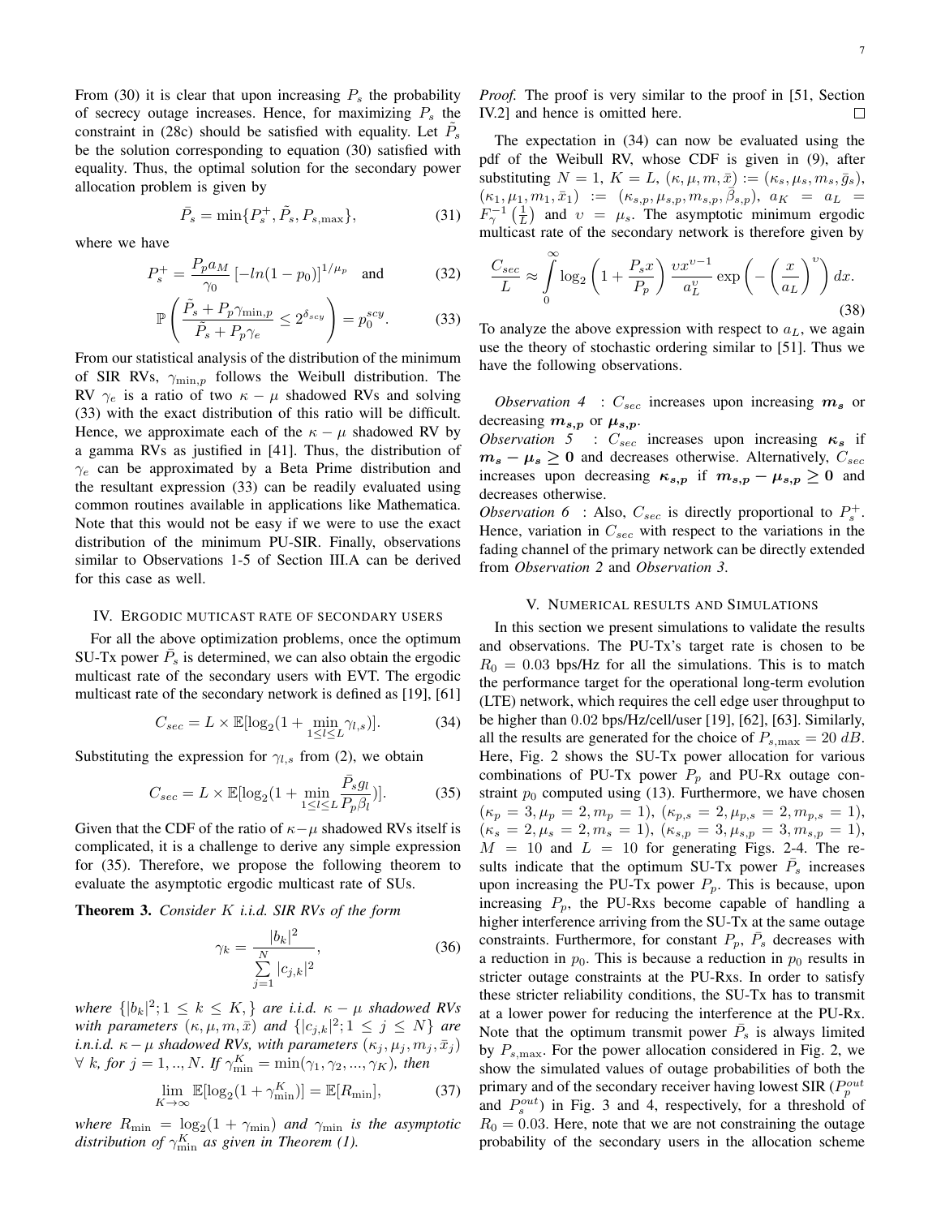From (30) it is clear that upon increasing $P_s$ the probability of secrecy outage increases. Hence, for maximizing $P_s$ the constraint in (28c) should be satisfied with equality. Let $\tilde{P}_s$ be the solution corresponding to equation (30) satisfied with equality. Thus, the optimal solution for the secondary power allocation problem is given by

$$\bar{P}_s = \min\{P_s^+, \tilde{P}_s, P_{s,\max}\}, \tag{31}$$

where we have

$$P_s^+ = \frac{P_p a_M}{\gamma_0}\left[-ln(1-p_0)\right]^{1/\mu_p} \quad \text{and} \tag{32}$$

$$\mathbb{P}\left(\frac{\tilde{P}_s + P_p\gamma_{\min,p}}{\tilde{P}_s + P_p\gamma_e} \leq 2^{\delta_{scy}}\right) = p_0^{scy}. \tag{33}$$

From our statistical analysis of the distribution of the minimum of SIR RVs, $\gamma_{\min,p}$ follows the Weibull distribution. The RV $\gamma_e$ is a ratio of two $\kappa-\mu$ shadowed RVs and solving (33) with the exact distribution of this ratio will be difficult. Hence, we approximate each of the $\kappa-\mu$ shadowed RV by a gamma RVs as justified in [41]. Thus, the distribution of $\gamma_e$ can be approximated by a Beta Prime distribution and the resultant expression (33) can be readily evaluated using common routines available in applications like Mathematica. Note that this would not be easy if we were to use the exact distribution of the minimum PU-SIR. Finally, observations similar to Observations 1-5 of Section III.A can be derived for this case as well.

## IV. Ergodic muticast rate of secondary users

For all the above optimization problems, once the optimum SU-Tx power $\bar{P}_s$ is determined, we can also obtain the ergodic multicast rate of the secondary users with EVT. The ergodic multicast rate of the secondary network is defined as [19], [61]

$$C_{sec} = L \times \mathbb{E}[\log_2(1 + \min_{1\leq l\leq L}\gamma_{l,s})]. \tag{34}$$

Substituting the expression for $\gamma_{l,s}$ from (2), we obtain

$$C_{sec} = L \times \mathbb{E}[\log_2(1 + \min_{1\leq l\leq L}\frac{\bar{P}_s g_l}{P_p\beta_l})]. \tag{35}$$

Given that the CDF of the ratio of $\kappa-\mu$ shadowed RVs itself is complicated, it is a challenge to derive any simple expression for (35). Therefore, we propose the following theorem to evaluate the asymptotic ergodic multicast rate of SUs.

**Theorem 3.** *Consider $K$ i.i.d. SIR RVs of the form*

$$\gamma_k = \frac{|b_k|^2}{\sum\limits_{j=1}^{N}|c_{j,k}|^2}, \tag{36}$$

*where $\{|b_k|^2; 1\leq k\leq K,\}$ are i.i.d. $\kappa-\mu$ shadowed RVs with parameters $(\kappa,\mu,m,\bar{x})$ and $\{|c_{j,k}|^2; 1\leq j\leq N\}$ are i.n.i.d. $\kappa-\mu$ shadowed RVs, with parameters $(\kappa_j,\mu_j,m_j,\bar{x}_j)$ $\forall\ k$, for $j=1,..,N$. If $\gamma_{\min}^K = \min(\gamma_1,\gamma_2,...,\gamma_K)$, then*

$$\lim_{K\to\infty}\mathbb{E}[\log_2(1+\gamma_{\min}^K)] = \mathbb{E}[R_{\min}], \tag{37}$$

*where $R_{\min} = \log_2(1+\gamma_{\min})$ and $\gamma_{\min}$ is the asymptotic distribution of $\gamma_{\min}^K$ as given in Theorem (1).*

*Proof.* The proof is very similar to the proof in [51, Section IV.2] and hence is omitted here. ☐

The expectation in (34) can now be evaluated using the pdf of the Weibull RV, whose CDF is given in (9), after substituting $N=1$, $K=L$, $(\kappa,\mu,m,\bar{x}) := (\kappa_s,\mu_s,m_s,\bar{g}_s)$, $(\kappa_1,\mu_1,m_1,\bar{x}_1) := (\kappa_{s,p},\mu_{s,p},m_{s,p},\bar{\beta}_{s,p})$, $a_K = a_L = F_\gamma^{-1}\left(\frac{1}{L}\right)$ and $\upsilon = \mu_s$. The asymptotic minimum ergodic multicast rate of the secondary network is therefore given by

$$\frac{C_{sec}}{L} \approx \int_0^\infty \log_2\left(1+\frac{P_s x}{P_p}\right)\frac{\upsilon x^{\upsilon-1}}{a_L^\upsilon}\exp\left(-\left(\frac{x}{a_L}\right)^\upsilon\right)dx. \tag{38}$$

To analyze the above expression with respect to $a_L$, we again use the theory of stochastic ordering similar to [51]. Thus we have the following observations.

*Observation 4* : $C_{sec}$ increases upon increasing $\boldsymbol{m_s}$ or decreasing $\boldsymbol{m_{s,p}}$ or $\boldsymbol{\mu_{s,p}}$.

*Observation 5* : $C_{sec}$ increases upon increasing $\boldsymbol{\kappa_s}$ if $\boldsymbol{m_s - \mu_s \geq 0}$ and decreases otherwise. Alternatively, $C_{sec}$ increases upon decreasing $\boldsymbol{\kappa_{s,p}}$ if $\boldsymbol{m_{s,p} - \mu_{s,p} \geq 0}$ and decreases otherwise.

*Observation 6* : Also, $C_{sec}$ is directly proportional to $P_s^+$. Hence, variation in $C_{sec}$ with respect to the variations in the fading channel of the primary network can be directly extended from *Observation 2* and *Observation 3*.

## V. Numerical results and Simulations

In this section we present simulations to validate the results and observations. The PU-Tx's target rate is chosen to be $R_0 = 0.03$ bps/Hz for all the simulations. This is to match the performance target for the operational long-term evolution (LTE) network, which requires the cell edge user throughput to be higher than $0.02$ bps/Hz/cell/user [19], [62], [63]. Similarly, all the results are generated for the choice of $P_{s,\max} = 20\ dB$. Here, Fig. 2 shows the SU-Tx power allocation for various combinations of PU-Tx power $P_p$ and PU-Rx outage constraint $p_0$ computed using (13). Furthermore, we have chosen $(\kappa_p = 3, \mu_p = 2, m_p = 1)$, $(\kappa_{p,s} = 2, \mu_{p,s} = 2, m_{p,s} = 1)$, $(\kappa_s = 2, \mu_s = 2, m_s = 1)$, $(\kappa_{s,p} = 3, \mu_{s,p} = 3, m_{s,p} = 1)$, $M = 10$ and $L = 10$ for generating Figs. 2-4. The results indicate that the optimum SU-Tx power $\bar{P}_s$ increases upon increasing the PU-Tx power $P_p$. This is because, upon increasing $P_p$, the PU-Rxs become capable of handling a higher interference arriving from the SU-Tx at the same outage constraints. Furthermore, for constant $P_p$, $\bar{P}_s$ decreases with a reduction in $p_0$. This is because a reduction in $p_0$ results in stricter outage constraints at the PU-Rxs. In order to satisfy these stricter reliability conditions, the SU-Tx has to transmit at a lower power for reducing the interference at the PU-Rx. Note that the optimum transmit power $\bar{P}_s$ is always limited by $P_{s,\max}$. For the power allocation considered in Fig. 2, we show the simulated values of outage probabilities of both the primary and of the secondary receiver having lowest SIR ($P_p^{out}$ and $P_s^{out}$) in Fig. 3 and 4, respectively, for a threshold of $R_0 = 0.03$. Here, note that we are not constraining the outage probability of the secondary users in the allocation scheme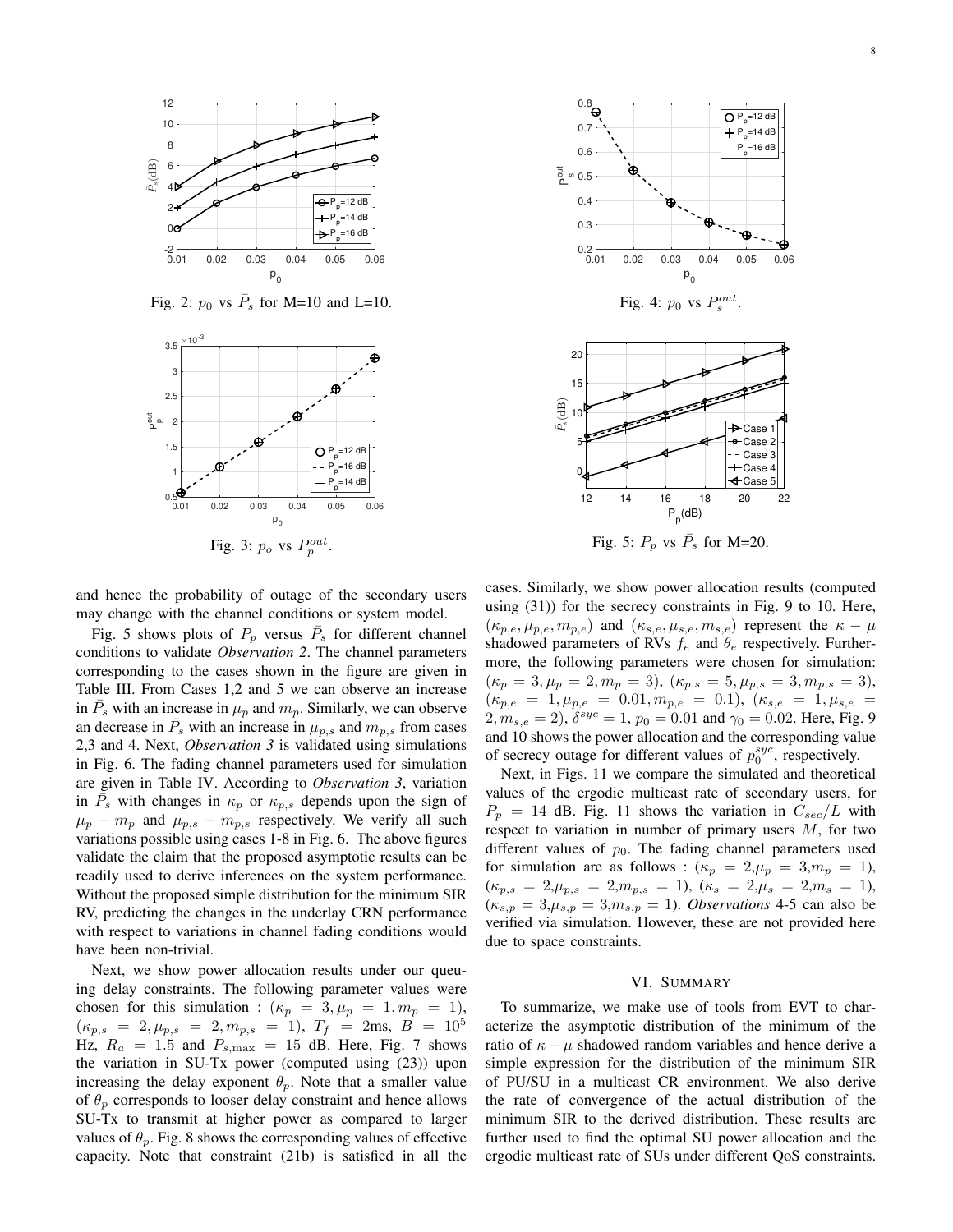Fig. 2: $p_0$ vs $\bar{P}_s$ for M=10 and L=10.

Fig. 3: $p_o$ vs $P_p^{out}$.

Fig. 4: $p_0$ vs $P_s^{out}$.

Fig. 5: $P_p$ vs $\bar{P}_s$ for M=20.

and hence the probability of outage of the secondary users may change with the channel conditions or system model.

Fig. 5 shows plots of $P_p$ versus $\bar{P}_s$ for different channel conditions to validate *Observation 2*. The channel parameters corresponding to the cases shown in the figure are given in Table III. From Cases 1,2 and 5 we can observe an increase in $\bar{P}_s$ with an increase in $\mu_p$ and $m_p$. Similarly, we can observe an decrease in $\bar{P}_s$ with an increase in $\mu_{p,s}$ and $m_{p,s}$ from cases 2,3 and 4. Next, *Observation 3* is validated using simulations in Fig. 6. The fading channel parameters used for simulation are given in Table IV. According to *Observation 3*, variation in $\bar{P}_s$ with changes in $\kappa_p$ or $\kappa_{p,s}$ depends upon the sign of $\mu_p - m_p$ and $\mu_{p,s} - m_{p,s}$ respectively. We verify all such variations possible using cases 1-8 in Fig. 6. The above figures validate the claim that the proposed asymptotic results can be readily used to derive inferences on the system performance. Without the proposed simple distribution for the minimum SIR RV, predicting the changes in the underlay CRN performance with respect to variations in channel fading conditions would have been non-trivial.

Next, we show power allocation results under our queuing delay constraints. The following parameter values were chosen for this simulation : ($\kappa_p = 3, \mu_p = 1, m_p = 1$), ($\kappa_{p,s} = 2, \mu_{p,s} = 2, m_{p,s} = 1$), $T_f = 2$ms, $B = 10^5$ Hz, $R_a = 1.5$ and $P_{s,\max} = 15$ dB. Here, Fig. 7 shows the variation in SU-Tx power (computed using (23)) upon increasing the delay exponent $\theta_p$. Note that a smaller value of $\theta_p$ corresponds to looser delay constraint and hence allows SU-Tx to transmit at higher power as compared to larger values of $\theta_p$. Fig. 8 shows the corresponding values of effective capacity. Note that constraint (21b) is satisfied in all the cases. Similarly, we show power allocation results (computed using (31)) for the secrecy constraints in Fig. 9 to 10. Here, $(\kappa_{p,e}, \mu_{p,e}, m_{p,e})$ and $(\kappa_{s,e}, \mu_{s,e}, m_{s,e})$ represent the $\kappa - \mu$ shadowed parameters of RVs $f_e$ and $\theta_e$ respectively. Furthermore, the following parameters were chosen for simulation: ($\kappa_p = 3, \mu_p = 2, m_p = 3$), ($\kappa_{p,s} = 5, \mu_{p,s} = 3, m_{p,s} = 3$), ($\kappa_{p,e} = 1, \mu_{p,e} = 0.01, m_{p,e} = 0.1$), ($\kappa_{s,e} = 1, \mu_{s,e} = 2, m_{s,e} = 2$), $\delta^{syc} = 1$, $p_0 = 0.01$ and $\gamma_0 = 0.02$. Here, Fig. 9 and 10 shows the power allocation and the corresponding value of secrecy outage for different values of $p_0^{syc}$, respectively.

Next, in Figs. 11 we compare the simulated and theoretical values of the ergodic multicast rate of secondary users, for $P_p = 14$ dB. Fig. 11 shows the variation in $C_{sec}/L$ with respect to variation in number of primary users $M$, for two different values of $p_0$. The fading channel parameters used for simulation are as follows : ($\kappa_p = 2$,$\mu_p = 3$,$m_p = 1$), ($\kappa_{p,s} = 2$,$\mu_{p,s} = 2$,$m_{p,s} = 1$), ($\kappa_s = 2$,$\mu_s = 2$,$m_s = 1$), ($\kappa_{s,p} = 3$,$\mu_{s,p} = 3$,$m_{s,p} = 1$). *Observations* 4-5 can also be verified via simulation. However, these are not provided here due to space constraints.

## VI. Summary

To summarize, we make use of tools from EVT to characterize the asymptotic distribution of the minimum of the ratio of $\kappa - \mu$ shadowed random variables and hence derive a simple expression for the distribution of the minimum SIR of PU/SU in a multicast CR environment. We also derive the rate of convergence of the actual distribution of the minimum SIR to the derived distribution. These results are further used to find the optimal SU power allocation and the ergodic multicast rate of SUs under different QoS constraints.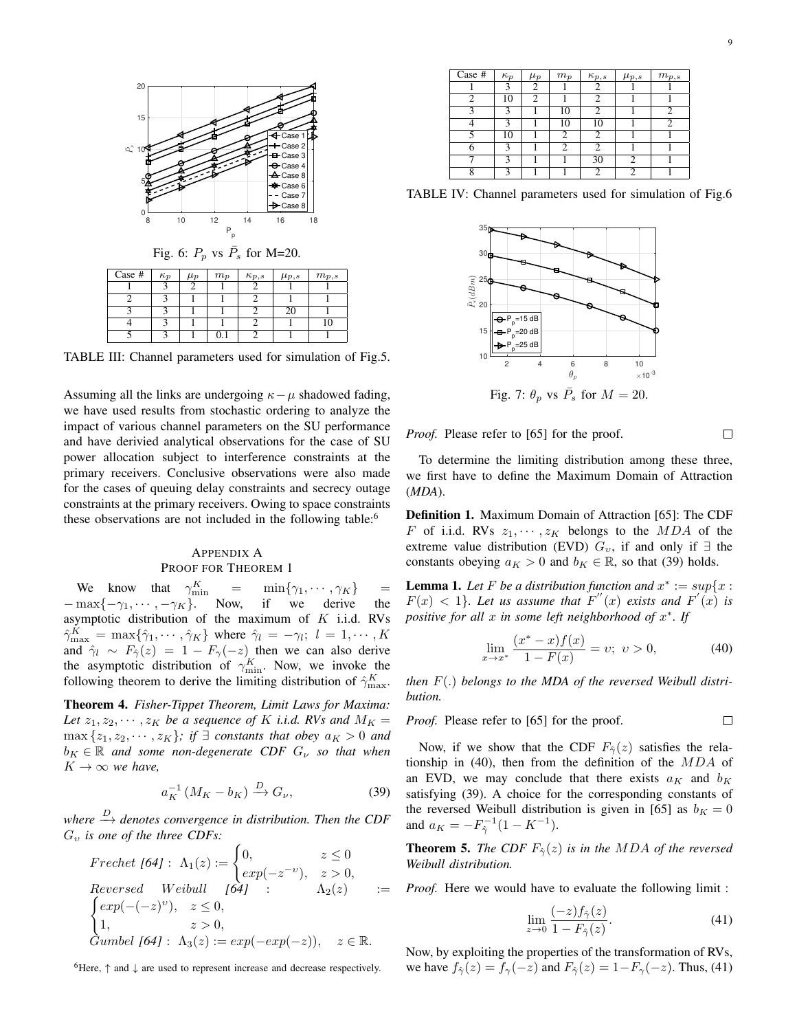Fig. 6: $P_p$ vs $\bar{P}_s$ for M=20.

| Case # | $\kappa_p$ | $\mu_p$ | $m_p$ | $\kappa_{p,s}$ | $\mu_{p,s}$ | $m_{p,s}$ |
|---|---|---|---|---|---|---|
| 1 | 3 | 2 | 1 | 2 | 1 | 1 |
| 2 | 3 | 1 | 1 | 2 | 1 | 1 |
| 3 | 3 | 1 | 1 | 2 | 20 | 1 |
| 4 | 3 | 1 | 1 | 2 | 1 | 10 |
| 5 | 3 | 1 | 0.1 | 2 | 1 | 1 |

TABLE III: Channel parameters used for simulation of Fig.5.

Assuming all the links are undergoing $\kappa-\mu$ shadowed fading, we have used results from stochastic ordering to analyze the impact of various channel parameters on the SU performance and have derivied analytical observations for the case of SU power allocation subject to interference constraints at the primary receivers. Conclusive observations were also made for the cases of queuing delay constraints and secrecy outage constraints at the primary receivers. Owing to space constraints these observations are not included in the following table:[6]

## APPENDIX A
## PROOF FOR THEOREM 1

We know that $\gamma_{\min}^{K} = \min\{\gamma_1, \cdots, \gamma_K\} = -\max\{-\gamma_1, \cdots, -\gamma_K\}$. Now, if we derive the asymptotic distribution of the maximum of $K$ i.i.d. RVs $\hat{\gamma}_{\max}^{K} = \max\{\hat{\gamma}_1, \cdots, \hat{\gamma}_K\}$ where $\hat{\gamma}_l = -\gamma_l;\ l = 1, \cdots, K$ and $\hat{\gamma}_l \sim F_{\hat{\gamma}}(z) = 1 - F_{\gamma}(-z)$ then we can also derive the asymptotic distribution of $\gamma_{\min}^{K}$. Now, we invoke the following theorem to derive the limiting distribution of $\hat{\gamma}_{\max}^{K}$.

**Theorem 4.** *Fisher-Tippet Theorem, Limit Laws for Maxima: Let $z_1, z_2, \cdots, z_K$ be a sequence of $K$ i.i.d. RVs and $M_K = \max\{z_1, z_2, \cdots, z_K\}$; if $\exists$ constants that obey $a_K > 0$ and $b_K \in \mathbb{R}$ and some non-degenerate CDF $G_\nu$ so that when $K \to \infty$ we have,*

$$a_K^{-1}\left(M_K - b_K\right) \xrightarrow{D} G_\nu, \tag{39}$$

*where $\xrightarrow{D}$ denotes convergence in distribution. Then the CDF $G_\upsilon$ is one of the three CDFs:*

$$Frechet\ [64]:\ \Lambda_1(z) := \begin{cases} 0, & z \le 0 \\ exp(-z^{-\upsilon}), & z > 0, \end{cases}$$

$$Reversed\ \ Weibull\ \ [64]\ :\ \Lambda_2(z) := \begin{cases} exp(-(-z)^{\upsilon}), & z \le 0, \\ 1, & z > 0, \end{cases}$$

$$Gumbel\ [64]:\ \Lambda_3(z) := exp(-exp(-z)), \quad z \in \mathbb{R}.$$

[6]Here, ↑ and ↓ are used to represent increase and decrease respectively.

| Case # | $\kappa_p$ | $\mu_p$ | $m_p$ | $\kappa_{p,s}$ | $\mu_{p,s}$ | $m_{p,s}$ |
|---|---|---|---|---|---|---|
| 1 | 3 | 2 | 1 | 2 | 1 | 1 |
| 2 | 10 | 2 | 1 | 2 | 1 | 1 |
| 3 | 3 | 1 | 10 | 2 | 1 | 2 |
| 4 | 3 | 1 | 10 | 10 | 1 | 2 |
| 5 | 10 | 1 | 2 | 2 | 1 | 1 |
| 6 | 3 | 1 | 2 | 2 | 1 | 1 |
| 7 | 3 | 1 | 1 | 30 | 2 | 1 |
| 8 | 3 | 1 | 1 | 2 | 2 | 1 |

TABLE IV: Channel parameters used for simulation of Fig.6

Fig. 7: $\theta_p$ vs $\bar{P}_s$ for $M = 20$.

*Proof.* Please refer to [65] for the proof. □

To determine the limiting distribution among these three, we first have to define the Maximum Domain of Attraction (*MDA*).

**Definition 1.** Maximum Domain of Attraction [65]: The CDF $F$ of i.i.d. RVs $z_1, \cdots, z_K$ belongs to the $MDA$ of the extreme value distribution (EVD) $G_\upsilon$, if and only if $\exists$ the constants obeying $a_K > 0$ and $b_K \in \mathbb{R}$, so that (39) holds.

**Lemma 1.** *Let $F$ be a distribution function and $x^* := sup\{x : F(x) < 1\}$. Let us assume that $F^{''}(x)$ exists and $F^{'}(x)$ is positive for all $x$ in some left neighborhood of $x^*$. If*

$$\lim_{x \to x^*} \frac{(x^* - x)f(x)}{1 - F(x)} = \upsilon;\ \upsilon > 0, \tag{40}$$

*then $F(.)$ belongs to the MDA of the reversed Weibull distribution.*

*Proof.* Please refer to [65] for the proof. □

Now, if we show that the CDF $F_{\hat{\gamma}}(z)$ satisfies the relationship in (40), then from the definition of the $MDA$ of an EVD, we may conclude that there exists $a_K$ and $b_K$ satisfying (39). A choice for the corresponding constants of the reversed Weibull distribution is given in [65] as $b_K = 0$ and $a_K = -F_{\hat{\gamma}}^{-1}(1 - K^{-1})$.

**Theorem 5.** *The CDF $F_{\hat{\gamma}}(z)$ is in the $MDA$ of the reversed Weibull distribution.*

*Proof.* Here we would have to evaluate the following limit :

$$\lim_{z \to 0} \frac{(-z)f_{\hat{\gamma}}(z)}{1 - F_{\hat{\gamma}}(z)}. \tag{41}$$

Now, by exploiting the properties of the transformation of RVs, we have $f_{\hat{\gamma}}(z) = f_{\gamma}(-z)$ and $F_{\hat{\gamma}}(z) = 1 - F_{\gamma}(-z)$. Thus, (41)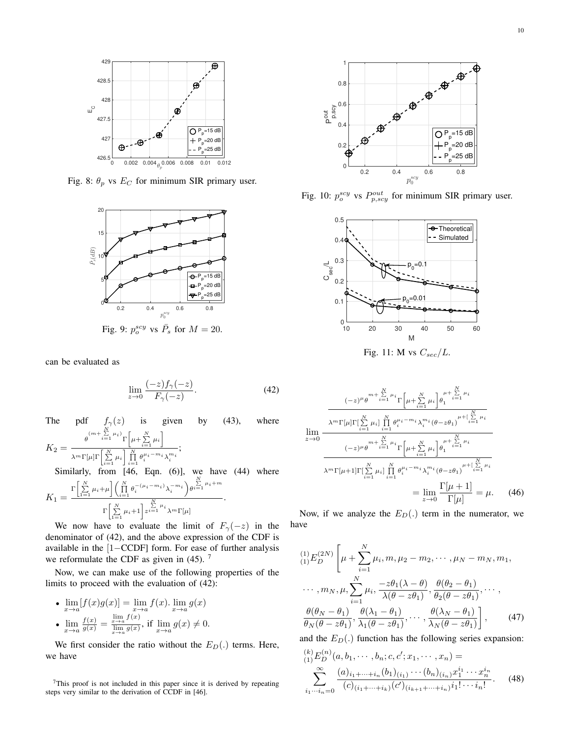Fig. 8: $\theta_p$ vs $E_C$ for minimum SIR primary user.

Fig. 9: $p_o^{scy}$ vs $\bar{P}_s$ for $M = 20$.

Fig. 10: $p_o^{scy}$ vs $P_{p,scy}^{out}$ for minimum SIR primary user.

Fig. 11: M vs $C_{sec}/L$.

can be evaluated as

$$\lim_{z \to 0} \frac{(-z) f_\gamma(-z)}{F_\gamma(-z)}. \tag{42}$$

The pdf $f_\gamma(z)$ is given by (43), where $K_2 = \frac{\theta^{(m+\sum_{i=1}^{N}\mu_i)}\Gamma\left[\mu+\sum_{i=1}^{N}\mu_i\right]}{\lambda^m \Gamma[\mu]\Gamma\left[\sum_{i=1}^{N}\mu_i\right]\prod_{i=1}^{N}\theta_i^{\mu_i-m_i}\lambda_i^{m_i}}$;

Similarly, from [46, Eqn. (6)], we have (44) where $K_1 = \frac{\Gamma\left[\sum_{1=1}^{N}\mu_i+\mu\right]\left(\prod_{i=1}^{N}\theta_i^{-(\mu_i-m_i)}\lambda_i^{-m_i}\right)\theta^{\sum_{i=1}^{N}\mu_i+m}}{\Gamma\left[\sum_{1=1}^{N}\mu_i+1\right]z^{\sum_{i=1}^{N}\mu_i}\lambda^m\Gamma[\mu]}$.

We now have to evaluate the limit of $F_\gamma(-z)$ in the denominator of (42), and the above expression of the CDF is available in the $[1-\text{CCDF}]$ form. For ease of further analysis we reformulate the CDF as given in (45). [7]

Now, we can make use of the following properties of the limits to proceed with the evaluation of (42):

- $\lim_{x\to a}[f(x)g(x)] = \lim_{x\to a} f(x).\lim_{x\to a} g(x)$
- $\lim_{x\to a}\frac{f(x)}{g(x)} = \frac{\lim_{x\to a} f(x)}{\lim_{x\to a} g(x)}$, if $\lim_{x\to a} g(x) \neq 0$.

We first consider the ratio without the $E_D(.)$ terms. Here, we have

[7]This proof is not included in this paper since it is derived by repeating steps very similar to the derivation of CCDF in [46].

$$\lim_{z\to 0}\frac{\dfrac{(-z)^\mu\theta^{m+\sum_{i=1}^{N}\mu_i}\Gamma\left[\mu+\sum_{i=1}^{N}\mu_i\right]\theta_1^{\mu+\sum_{i=1}^{N}\mu_i}}{\lambda^m\Gamma[\mu]\Gamma[\sum_{i=1}^{N}\mu_i]\prod_{i=1}^{N}\theta_i^{\mu_i-m_i}\lambda_i^{m_i}(\theta-z\theta_1)^{\mu+[\sum_{i=1}^{N}\mu_i}}}{\dfrac{(-z)^\mu\theta^{m+\sum_{i=1}^{N}\mu_i}\Gamma\left[\mu+\sum_{i=1}^{N}\mu_i\right]\theta_1^{\mu+\sum_{i=1}^{N}\mu_i}}{\lambda^m\Gamma[\mu+1]\Gamma[\sum_{i=1}^{N}\mu_i]\prod_{i=1}^{N}\theta_i^{\mu_i-m_i}\lambda_i^{m_i}(\theta-z\theta_1)^{\mu+[\sum_{i=1}^{N}\mu_i}}}$$
$$= \lim_{z\to 0}\frac{\Gamma[\mu+1]}{\Gamma[\mu]} = \mu. \tag{46}$$

Now, if we analyze the $E_D(.)$ term in the numerator, we have

$$\begin{aligned}&{}^{(1)}_{(1)}E_D^{(2N)}\Bigg[\mu+\sum_{i=1}^{N}\mu_i, m, \mu_2-m_2,\cdots,\mu_N-m_N, m_1,\\ &\cdots, m_N, \mu, \sum_{i=1}^{N}\mu_i, \frac{-z\theta_1(\lambda-\theta)}{\lambda(\theta-z\theta_1)}, \frac{\theta(\theta_2-\theta_1)}{\theta_2(\theta-z\theta_1)},\cdots,\\ &\frac{\theta(\theta_N-\theta_1)}{\theta_N(\theta-z\theta_1)}, \frac{\theta(\lambda_1-\theta_1)}{\lambda_1(\theta-z\theta_1)},\cdots,\frac{\theta(\lambda_N-\theta_1)}{\lambda_N(\theta-z\theta_1)}\Bigg],\end{aligned} \tag{47}$$

and the $E_D(.)$ function has the following series expansion:

$$\begin{aligned}&{}^{(k)}_{(1)}E_D^{(n)}(a, b_1,\cdots,b_n; c, c'; x_1,\cdots,x_n) =\\ &\sum_{i_1\cdots i_n=0}^{\infty}\frac{(a)_{i_1+\cdots+i_n}(b_1)_{(i_1)}\cdots(b_n)_{(i_n)}x_1^{i_1}\cdots x_n^{i_n}}{(c)_{(i_1+\cdots+i_k)}(c')_{(i_{k+1}+\cdots+i_n)}i_1!\cdots i_n!}.\end{aligned} \tag{48}$$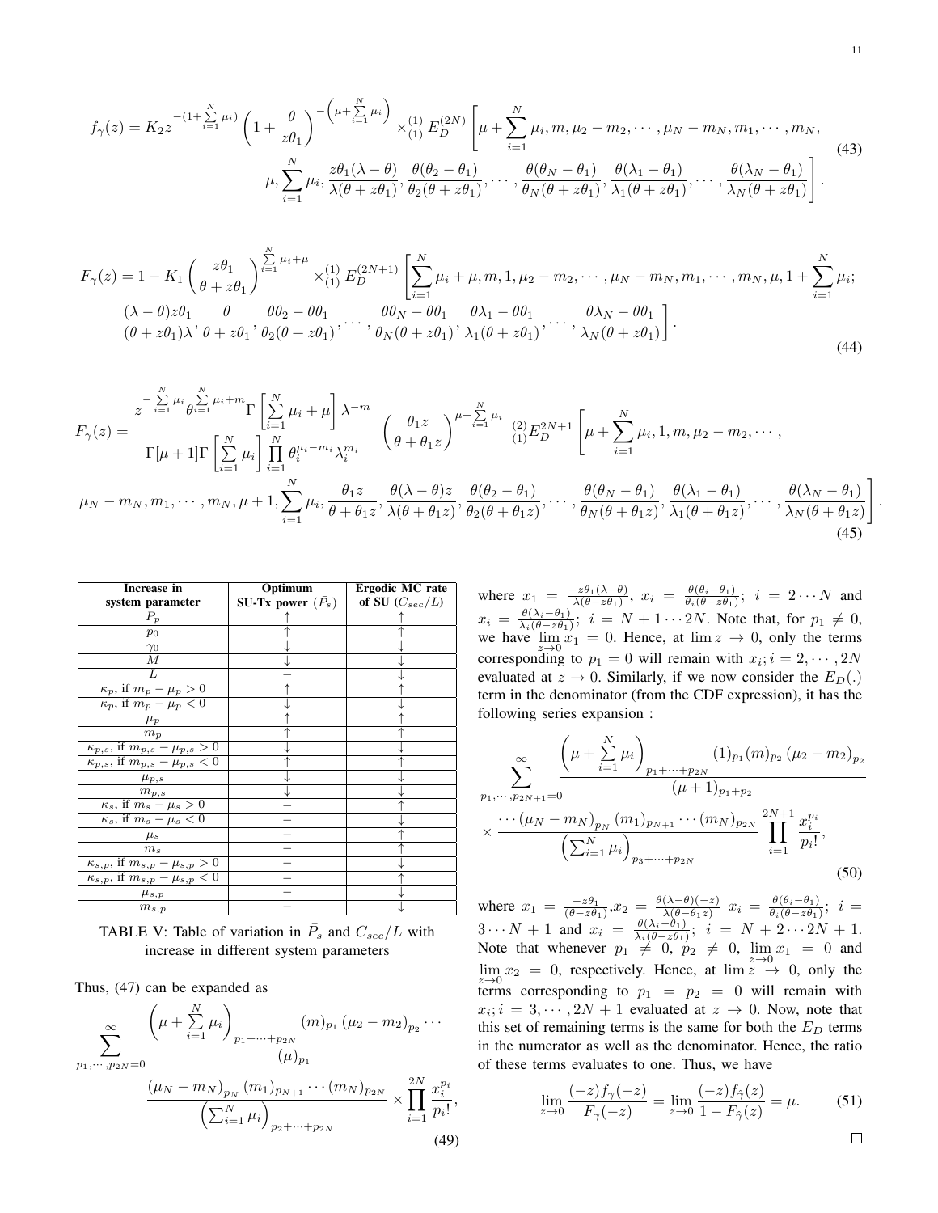$$f_\gamma(z) = K_2 z^{-(1+\sum_{i=1}^{N}\mu_i)} \left(1+\frac{\theta}{z\theta_1}\right)^{-\left(\mu+\sum_{i=1}^{N}\mu_i\right)} \times_{(1)}^{(1)} E_D^{(2N)} \Bigg[\mu+\sum_{i=1}^{N}\mu_i, m, \mu_2-m_2, \cdots, \mu_N-m_N, m_1, \cdots, m_N, \mu, \sum_{i=1}^{N}\mu_i, \frac{z\theta_1(\lambda-\theta)}{\lambda(\theta+z\theta_1)}, \frac{\theta(\theta_2-\theta_1)}{\theta_2(\theta+z\theta_1)}, \cdots, \frac{\theta(\theta_N-\theta_1)}{\theta_N(\theta+z\theta_1)}, \frac{\theta(\lambda_1-\theta_1)}{\lambda_1(\theta+z\theta_1)}, \cdots, \frac{\theta(\lambda_N-\theta_1)}{\lambda_N(\theta+z\theta_1)}\Bigg]. \tag{43}$$

$$F_\gamma(z) = 1 - K_1\left(\frac{z\theta_1}{\theta+z\theta_1}\right)^{\sum_{i=1}^{N}\mu_i+\mu} \times_{(1)}^{(1)} E_D^{(2N+1)} \Bigg[\sum_{i=1}^{N}\mu_i+\mu, m, 1, \mu_2-m_2, \cdots, \mu_N-m_N, m_1, \cdots, m_N, \mu, 1+\sum_{i=1}^{N}\mu_i; \frac{(\lambda-\theta)z\theta_1}{(\theta+z\theta_1)\lambda}, \frac{\theta}{\theta+z\theta_1}, \frac{\theta\theta_2-\theta\theta_1}{\theta_2(\theta+z\theta_1)}, \cdots, \frac{\theta\theta_N-\theta\theta_1}{\theta_N(\theta+z\theta_1)}, \frac{\theta\lambda_1-\theta\theta_1}{\lambda_1(\theta+z\theta_1)}, \cdots, \frac{\theta\lambda_N-\theta\theta_1}{\lambda_N(\theta+z\theta_1)}\Bigg]. \tag{44}$$

$$F_\gamma(z) = \frac{z^{-\sum_{i=1}^{N}\mu_i}\theta^{\sum_{i=1}^{N}\mu_i+m}\Gamma\left[\sum_{i=1}^{N}\mu_i+\mu\right]\lambda^{-m}}{\Gamma[\mu+1]\Gamma\left[\sum_{i=1}^{N}\mu_i\right]\prod_{i=1}^{N}\theta_i^{\mu_i-m_i}\lambda_i^{m_i}} \left(\frac{\theta_1 z}{\theta+\theta_1 z}\right)^{\mu+\sum_{i=1}^{N}\mu_i} {}_{(1)}^{(2)}E_D^{2N+1}\Bigg[\mu+\sum_{i=1}^{N}\mu_i, 1, m, \mu_2-m_2, \cdots, \mu_N-m_N, m_1, \cdots, m_N, \mu+1, \sum_{i=1}^{N}\mu_i, \frac{\theta_1 z}{\theta+\theta_1 z}, \frac{\theta(\lambda-\theta)z}{\lambda(\theta+\theta_1 z)}, \frac{\theta(\theta_2-\theta_1)}{\theta_2(\theta+\theta_1 z)}, \cdots, \frac{\theta(\theta_N-\theta_1)}{\theta_N(\theta+\theta_1 z)}, \frac{\theta(\lambda_1-\theta_1)}{\lambda_1(\theta+\theta_1 z)}, \cdots, \frac{\theta(\lambda_N-\theta_1)}{\lambda_N(\theta+\theta_1 z)}\Bigg]. \tag{45}$$

| Increase in system parameter | Optimum SU-Tx power ($\bar{P}_s$) | Ergodic MC rate of SU ($C_{sec}/L$) |
|---|---|---|
| $P_p$ | ↑ | ↑ |
| $p_0$ | ↑ | ↑ |
| $\gamma_0$ | ↓ | ↓ |
| $M$ | ↓ | ↓ |
| $L$ | – | ↓ |
| $\kappa_p$, if $m_p-\mu_p>0$ | ↑ | ↑ |
| $\kappa_p$, if $m_p-\mu_p<0$ | ↓ | ↓ |
| $\mu_p$ | ↑ | ↑ |
| $m_p$ | ↑ | ↑ |
| $\kappa_{p,s}$, if $m_{p,s}-\mu_{p,s}>0$ | ↓ | ↓ |
| $\kappa_{p,s}$, if $m_{p,s}-\mu_{p,s}<0$ | ↑ | ↑ |
| $\mu_{p,s}$ | ↓ | ↓ |
| $m_{p,s}$ | ↓ | ↓ |
| $\kappa_s$, if $m_s-\mu_s>0$ | – | ↑ |
| $\kappa_s$, if $m_s-\mu_s<0$ | – | ↓ |
| $\mu_s$ | – | ↑ |
| $m_s$ | – | ↑ |
| $\kappa_{s,p}$, if $m_{s,p}-\mu_{s,p}>0$ | – | ↓ |
| $\kappa_{s,p}$, if $m_{s,p}-\mu_{s,p}<0$ | – | ↑ |
| $\mu_{s,p}$ | – | ↓ |
| $m_{s,p}$ | – | ↓ |

TABLE V: Table of variation in $\bar{P}_s$ and $C_{sec}/L$ with increase in different system parameters

Thus, (47) can be expanded as

$$\sum_{p_1,\cdots,p_{2N}=0}^{\infty} \frac{\left(\mu+\sum_{i=1}^{N}\mu_i\right)_{p_1+\cdots+p_{2N}}(m)_{p_1}(\mu_2-m_2)_{p_2}\cdots}{(\mu)_{p_1}} \frac{(\mu_N-m_N)_{p_N}(m_1)_{p_{N+1}}\cdots(m_N)_{p_{2N}}}{\left(\sum_{i=1}^{N}\mu_i\right)_{p_2+\cdots+p_{2N}}} \times \prod_{i=1}^{2N}\frac{x_i^{p_i}}{p_i!}, \tag{49}$$

where $x_1 = \frac{-z\theta_1(\lambda-\theta)}{\lambda(\theta-z\theta_1)}$, $x_i = \frac{\theta(\theta_i-\theta_1)}{\theta_i(\theta-z\theta_1)}$; $i = 2\cdots N$ and $x_i = \frac{\theta(\lambda_i-\theta_1)}{\lambda_i(\theta-z\theta_1)}$; $i = N+1\cdots 2N$. Note that, for $p_1 \neq 0$, we have $\lim_{z\to 0} x_1 = 0$. Hence, at $\lim z \to 0$, only the terms corresponding to $p_1 = 0$ will remain with $x_i; i = 2, \cdots, 2N$ evaluated at $z \to 0$. Similarly, if we now consider the $E_D(.)$ term in the denominator (from the CDF expression), it has the following series expansion :

$$\sum_{p_1,\cdots,p_{2N+1}=0}^{\infty} \frac{\left(\mu+\sum_{i=1}^{N}\mu_i\right)_{p_1+\cdots+p_{2N}}(1)_{p_1}(m)_{p_2}(\mu_2-m_2)_{p_2}}{(\mu+1)_{p_1+p_2}} \times \frac{\cdots(\mu_N-m_N)_{p_N}(m_1)_{p_{N+1}}\cdots(m_N)_{p_{2N}}}{\left(\sum_{i=1}^{N}\mu_i\right)_{p_3+\cdots+p_{2N}}} \prod_{i=1}^{2N+1}\frac{x_i^{p_i}}{p_i!}, \tag{50}$$

where $x_1 = \frac{-z\theta_1}{(\theta-z\theta_1)}$, $x_2 = \frac{\theta(\lambda-\theta)(-z)}{\lambda(\theta-\theta_1 z)}$ $x_i = \frac{\theta(\theta_i-\theta_1)}{\theta_i(\theta-z\theta_1)}$; $i = 3\cdots N+1$ and $x_i = \frac{\theta(\lambda_i-\theta_1)}{\lambda_i(\theta-z\theta_1)}$; $i = N+2\cdots 2N+1$. Note that whenever $p_1 \neq 0$, $p_2 \neq 0$, $\lim_{z\to 0} x_1 = 0$ and $\lim_{z\to 0} x_2 = 0$, respectively. Hence, at $\lim z \to 0$, only the terms corresponding to $p_1 = p_2 = 0$ will remain with $x_i; i = 3, \cdots, 2N+1$ evaluated at $z \to 0$. Now, note that this set of remaining terms is the same for both the $E_D$ terms in the numerator as well as the denominator. Hence, the ratio of these terms evaluates to one. Thus, we have

$$\lim_{z\to 0}\frac{(-z)f_\gamma(-z)}{F_\gamma(-z)} = \lim_{z\to 0}\frac{(-z)f_{\hat{\gamma}}(z)}{1-F_{\hat{\gamma}}(z)} = \mu. \tag{51}$$

□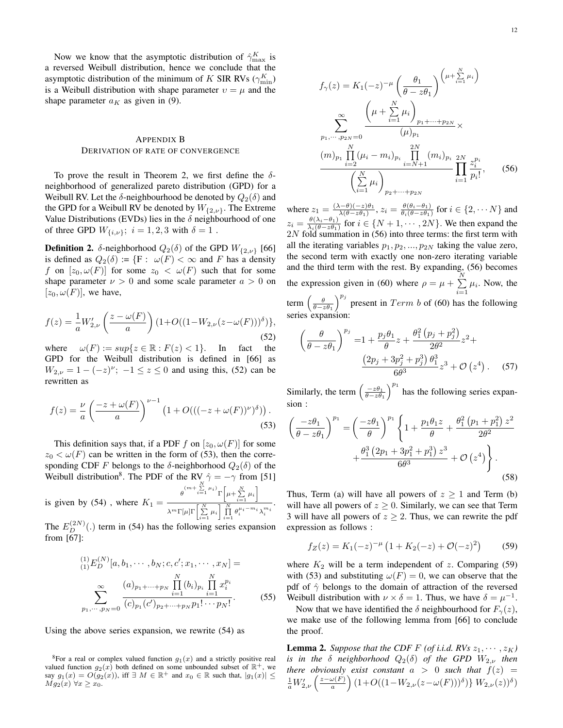Now we know that the asymptotic distribution of $\hat{\gamma}_{\max}^K$ is a reversed Weibull distribution, hence we conclude that the asymptotic distribution of the minimum of $K$ SIR RVs ($\gamma_{\min}^K$) is a Weibull distribution with shape parameter $\upsilon = \mu$ and the shape parameter $a_K$ as given in (9).

## Appendix B
## Derivation of Rate of Convergence

To prove the result in Theorem 2, we first define the $\delta$-neighborhood of generalized pareto distribution (GPD) for a Weibull RV. Let the $\delta$-neighbourhood be denoted by $Q_2(\delta)$ and the GPD for a Weibull RV be denoted by $W_{\{2,\nu\}}$. The Extreme Value Distributions (EVDs) lies in the $\delta$ neighbourhood of one of three GPD $W_{\{i,\nu\}}$; $i = 1, 2, 3$ with $\delta = 1$ .

**Definition 2.** $\delta$-neighborhood $Q_2(\delta)$ of the GPD $W_{\{2,\nu\}}$ [66] is defined as $Q_2(\delta) := \{$F : $\omega(F) < \infty$ and $F$ has a density $f$ on $[z_0, \omega(F)]$ for some $z_0 < \omega(F)$ such that for some shape parameter $\nu > 0$ and some scale parameter $a > 0$ on $[z_0, \omega(F)]$, we have,

$$f(z) = \frac{1}{a} W'_{2,\nu}\left(\frac{z - \omega(F)}{a}\right)(1 + O((1 - W_{2,\nu}(z - \omega(F)))^{\delta})\}, \tag{52}$$

where $\omega(F) := sup\{z \in \mathbb{R} : F(z) < 1\}$. In fact the GPD for the Weibull distribution is defined in [66] as $W_{2,\nu} = 1 - (-z)^{\nu}$; $-1 \leq z \leq 0$ and using this, (52) can be rewritten as

$$f(z) = \frac{\nu}{a}\left(\frac{-z + \omega(F)}{a}\right)^{\nu - 1}\left(1 + O(((-z + \omega(F))^{\nu})^{\delta})\right). \tag{53}$$

This definition says that, if a PDF $f$ on $[z_0, \omega(F)]$ for some $z_0 < \omega(F)$ can be written in the form of (53), then the corresponding CDF $F$ belongs to the $\delta$-neighborhood $Q_2(\delta)$ of the Weibull distribution[8]. The PDF of the RV $\hat{\gamma} = -\gamma$ from [51] is given by (54) , where $K_1 = \frac{\theta^{(m + \sum_{i=1}^{N} \mu_i)}\Gamma\left[\mu + \sum_{i=1}^{N} \mu_i\right]}{\lambda^m \Gamma[\mu]\Gamma\left[\sum_{i=1}^{N} \mu_i\right]\prod_{i=1}^{N} \theta_i^{\mu_i - m_i}\lambda_i^{m_i}}$.

The $E_D^{(2N)}(.)$ term in (54) has the following series expansion from [67]:

$$ {}^{(1)}_{(1)}E_D^{(N)}[a, b_1, \cdots, b_N; c, c'; x_1, \cdots, x_N] = \sum_{p_1, \cdots, p_N = 0}^{\infty} \frac{(a)_{p_1 + \cdots + p_N}\prod_{i=1}^{N}(b_i)_{p_i}\prod_{i=1}^{N} x_i^{p_i}}{(c)_{p_1}(c')_{p_2 + \cdots + p_N} p_1! \cdots p_N!}. \tag{55}$$

Using the above series expansion, we rewrite (54) as

$$f_{\gamma}(z) = K_1(-z)^{-\mu}\left(\frac{\theta_1}{\theta - z\theta_1}\right)^{\left(\mu + \sum_{i=1}^{N}\mu_i\right)} \sum_{p_1, \cdots, p_{2N} = 0}^{\infty} \frac{\left(\mu + \sum_{i=1}^{N}\mu_i\right)_{p_1 + \cdots + p_{2N}}}{(\mu)_{p_1}} \times \frac{(m)_{p_1}\prod_{i=2}^{N}(\mu_i - m_i)_{p_i}\prod_{i=N+1}^{2N}(m_i)_{p_i}}{\left(\sum_{i=1}^{N}\mu_i\right)_{p_2 + \cdots + p_{2N}}}\prod_{i=1}^{2N}\frac{z_i^{p_i}}{p_i!}, \tag{56}$$

where $z_1 = \frac{(\lambda - \theta)(-z)\theta_1}{\lambda(\theta - z\theta_1)}$, $z_i = \frac{\theta(\theta_i - \theta_1)}{\theta_i(\theta - z\theta_1)}$ for $i \in \{2, \cdots N\}$ and $z_i = \frac{\theta(\lambda_i - \theta_1)}{\lambda_i(\theta - z\theta_1)}$ for $i \in \{N+1, \cdots, 2N\}$. We then expand the $2N$ fold summation in (56) into three terms: the first term with all the iterating variables $p_1, p_2, ..., p_{2N}$ taking the value zero, the second term with exactly one non-zero iterating variable and the third term with the rest. By expanding, (56) becomes the expression given in (60) where $\rho = \mu + \sum_{i=1}^{N}\mu_i$. Now, the term $\left(\frac{\theta}{\theta - z\theta_1}\right)^{p_j}$ present in $Term\ b$ of (60) has the following series expansion:

$$\left(\frac{\theta}{\theta - z\theta_1}\right)^{p_j} = 1 + \frac{p_j\theta_1}{\theta}z + \frac{\theta_1^2\left(p_j + p_j^2\right)}{2\theta^2}z^2 + \frac{\left(2p_j + 3p_j^2 + p_j^3\right)\theta_1^3}{6\theta^3}z^3 + \mathcal{O}\left(z^4\right). \tag{57}$$

Similarly, the term $\left(\frac{-z\theta_1}{\theta - z\theta_1}\right)^{p_1}$ has the following series expansion :

$$\left(\frac{-z\theta_1}{\theta - z\theta_1}\right)^{p_1} = \left(\frac{-z\theta_1}{\theta}\right)^{p_1}\left\{1 + \frac{p_1\theta_1 z}{\theta} + \frac{\theta_1^2\left(p_1 + p_1^2\right)z^2}{2\theta^2} + \frac{\theta_1^3\left(2p_1 + 3p_1^2 + p_1^3\right)z^3}{6\theta^3} + \mathcal{O}\left(z^4\right)\right\}. \tag{58}$$

Thus, Term (a) will have all powers of $z \geq 1$ and Term (b) will have all powers of $z \geq 0$. Similarly, we can see that Term 3 will have all powers of $z \geq 2$. Thus, we can rewrite the pdf expression as follows :

$$f_Z(z) = K_1(-z)^{-\mu}\left(1 + K_2(-z) + \mathcal{O}(-z)^2\right) \tag{59}$$

where $K_2$ will be a term independent of $z$. Comparing (59) with (53) and substituting $\omega(F) = 0$, we can observe that the pdf of $\hat{\gamma}$ belongs to the domain of attraction of the reversed Weibull distribution with $\nu \times \delta = 1$. Thus, we have $\delta = \mu^{-1}$.

Now that we have identified the $\delta$ neighbourhood for $F_{\gamma}(z)$, we make use of the following lemma from [66] to conclude the proof.

**Lemma 2.** *Suppose that the CDF $F$ (of i.i.d. RVs $z_1, \cdots, z_K$) is in the $\delta$ neighborhood $Q_2(\delta)$ of the GPD $W_{2,\nu}$ then there obviously exist constant $a > 0$ such that $f(z) = \frac{1}{a}W'_{2,\nu}\left(\frac{z - \omega(F)}{a}\right)(1 + O((1 - W_{2,\nu}(z - \omega(F)))^{\delta})\}\ W_{2,\nu}(z))^{\delta})$*

[8] For a real or complex valued function $g_1(x)$ and a strictly positive real valued function $g_2(x)$ both defined on some unbounded subset of $\mathbb{R}^+$, we say $g_1(x) = O(g_2(x))$, iff $\exists\ M \in \mathbb{R}^+$ and $x_0 \in \mathbb{R}$ such that, $|g_1(x)| \leq Mg_2(x)\ \forall x \geq x_0$.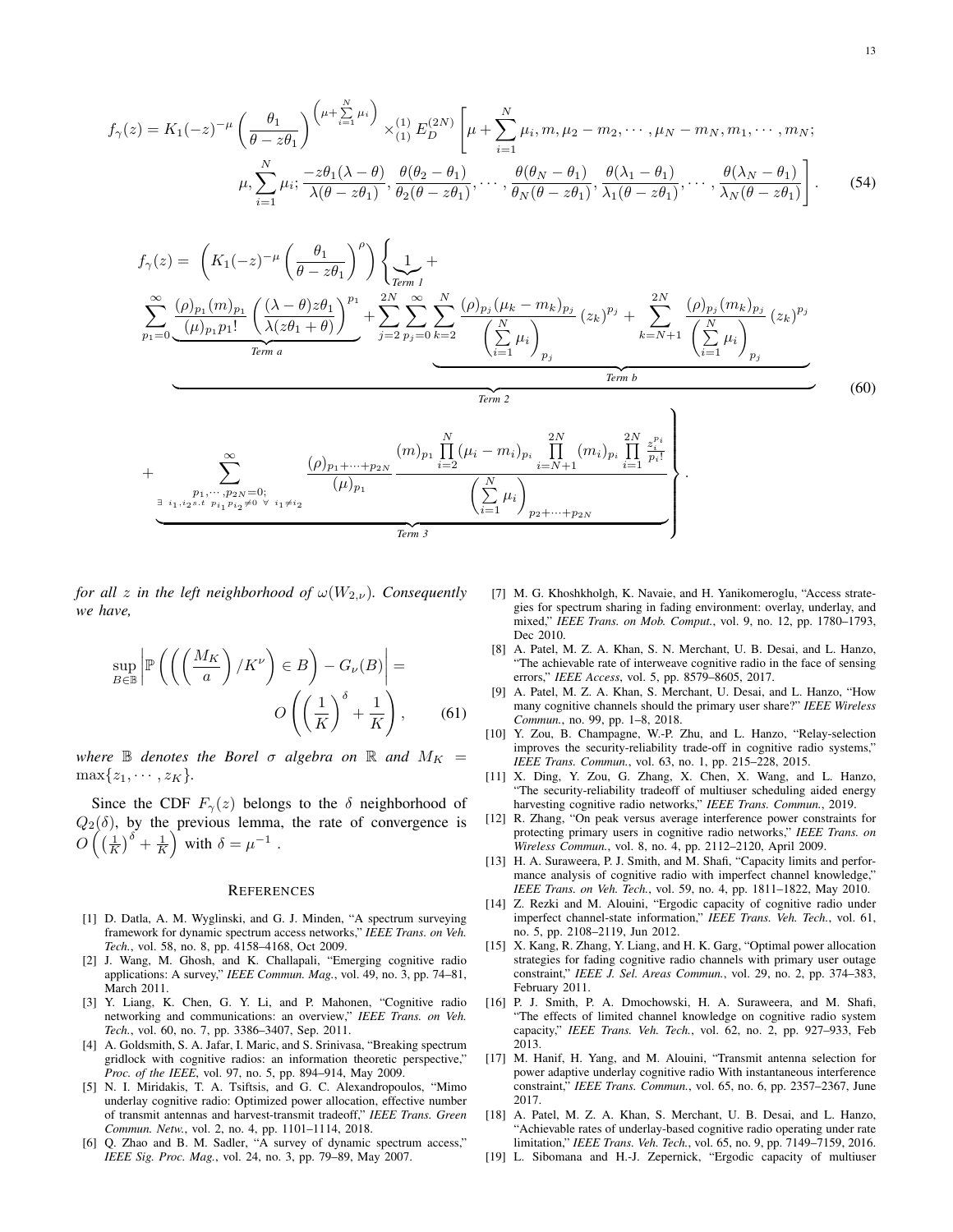$$f_\gamma(z) = K_1(-z)^{-\mu}\left(\frac{\theta_1}{\theta - z\theta_1}\right)^{\left(\mu + \sum_{i=1}^{N}\mu_i\right)} \times_{(1)}^{(1)} E_D^{(2N)}\left[\mu + \sum_{i=1}^{N}\mu_i, m, \mu_2 - m_2, \cdots, \mu_N - m_N, m_1, \cdots, m_N; \right.$$
$$\left. \mu, \sum_{i=1}^{N}\mu_i; \frac{-z\theta_1(\lambda-\theta)}{\lambda(\theta - z\theta_1)}, \frac{\theta(\theta_2-\theta_1)}{\theta_2(\theta - z\theta_1)}, \cdots, \frac{\theta(\theta_N-\theta_1)}{\theta_N(\theta - z\theta_1)}, \frac{\theta(\lambda_1-\theta_1)}{\lambda_1(\theta - z\theta_1)}, \cdots, \frac{\theta(\lambda_N-\theta_1)}{\lambda_N(\theta - z\theta_1)}\right]. \tag{54}$$

$$f_\gamma(z) = \left(K_1(-z)^{-\mu}\left(\frac{\theta_1}{\theta - z\theta_1}\right)^{\rho}\right)\Bigg\{\underbrace{1}_{\text{Term 1}} +$$
$$\underbrace{\sum_{p_1=0}^{\infty}\underbrace{\frac{(\rho)_{p_1}(m)_{p_1}}{(\mu)_{p_1}p_1!}\left(\frac{(\lambda-\theta)z\theta_1}{\lambda(z\theta_1+\theta)}\right)^{p_1}}_{\text{Term a}} + \sum_{j=2}^{2N}\sum_{p_j=0}^{\infty}\underbrace{\sum_{k=2}^{N}\frac{(\rho)_{p_j}(\mu_k - m_k)_{p_j}}{\left(\sum_{i=1}^{N}\mu_i\right)_{p_j}}(z_k)^{p_j} + \sum_{k=N+1}^{2N}\frac{(\rho)_{p_j}(m_k)_{p_j}}{\left(\sum_{i=1}^{N}\mu_i\right)_{p_j}}(z_k)^{p_j}}_{\text{Term b}}}_{\text{Term 2}} \tag{60}$$
$$+ \underbrace{\sum_{\substack{p_1,\cdots,p_{2N}=0; \\ \exists\ i_1,i_2\, s.t\ p_{i_1}p_{i_2}\neq 0\ \forall\ i_1\neq i_2}}^{\infty} \frac{(\rho)_{p_1+\cdots+p_{2N}}}{(\mu)_{p_1}} \frac{(m)_{p_1}\prod_{i=2}^{N}(\mu_i - m_i)_{p_i}\prod_{i=N+1}^{2N}(m_i)_{p_i}\prod_{i=1}^{2N}\frac{z_i^{p_i}}{p_i!}}{\left(\sum_{i=1}^{N}\mu_i\right)_{p_2+\cdots+p_{2N}}}}_{\text{Term 3}}\Bigg\}.$$

*for all $z$ in the left neighborhood of $\omega(W_{2,\nu})$. Consequently we have,*

$$\sup_{B\in\mathbb{B}}\left|\mathbb{P}\left(\left(\left(\frac{M_K}{a}\right)/K^{\nu}\right)\in B\right) - G_\nu(B)\right| = O\left(\left(\frac{1}{K}\right)^{\delta} + \frac{1}{K}\right), \tag{61}$$

*where $\mathbb{B}$ denotes the Borel $\sigma$ algebra on $\mathbb{R}$ and $M_K = \max\{z_1, \cdots, z_K\}$.*

Since the CDF $F_\gamma(z)$ belongs to the $\delta$ neighborhood of $Q_2(\delta)$, by the previous lemma, the rate of convergence is $O\left(\left(\frac{1}{K}\right)^{\delta} + \frac{1}{K}\right)$ with $\delta = \mu^{-1}$ .

## REFERENCES

[1] D. Datla, A. M. Wyglinski, and G. J. Minden, "A spectrum surveying framework for dynamic spectrum access networks," *IEEE Trans. on Veh. Tech.*, vol. 58, no. 8, pp. 4158–4168, Oct 2009.

[2] J. Wang, M. Ghosh, and K. Challapali, "Emerging cognitive radio applications: A survey," *IEEE Commun. Mag.*, vol. 49, no. 3, pp. 74–81, March 2011.

[3] Y. Liang, K. Chen, G. Y. Li, and P. Mahonen, "Cognitive radio networking and communications: an overview," *IEEE Trans. on Veh. Tech.*, vol. 60, no. 7, pp. 3386–3407, Sep. 2011.

[4] A. Goldsmith, S. A. Jafar, I. Maric, and S. Srinivasa, "Breaking spectrum gridlock with cognitive radios: an information theoretic perspective," *Proc. of the IEEE*, vol. 97, no. 5, pp. 894–914, May 2009.

[5] N. I. Miridakis, T. A. Tsiftsis, and G. C. Alexandropoulos, "Mimo underlay cognitive radio: Optimized power allocation, effective number of transmit antennas and harvest-transmit tradeoff," *IEEE Trans. Green Commun. Netw.*, vol. 2, no. 4, pp. 1101–1114, 2018.

[6] Q. Zhao and B. M. Sadler, "A survey of dynamic spectrum access," *IEEE Sig. Proc. Mag.*, vol. 24, no. 3, pp. 79–89, May 2007.

[7] M. G. Khoshkholgh, K. Navaie, and H. Yanikomeroglu, "Access strategies for spectrum sharing in fading environment: overlay, underlay, and mixed," *IEEE Trans. on Mob. Comput.*, vol. 9, no. 12, pp. 1780–1793, Dec 2010.

[8] A. Patel, M. Z. A. Khan, S. N. Merchant, U. B. Desai, and L. Hanzo, "The achievable rate of interweave cognitive radio in the face of sensing errors," *IEEE Access*, vol. 5, pp. 8579–8605, 2017.

[9] A. Patel, M. Z. A. Khan, S. Merchant, U. Desai, and L. Hanzo, "How many cognitive channels should the primary user share?" *IEEE Wireless Commun.*, no. 99, pp. 1–8, 2018.

[10] Y. Zou, B. Champagne, W.-P. Zhu, and L. Hanzo, "Relay-selection improves the security-reliability trade-off in cognitive radio systems," *IEEE Trans. Commun.*, vol. 63, no. 1, pp. 215–228, 2015.

[11] X. Ding, Y. Zou, G. Zhang, X. Chen, X. Wang, and L. Hanzo, "The security-reliability tradeoff of multiuser scheduling aided energy harvesting cognitive radio networks," *IEEE Trans. Commun.*, 2019.

[12] R. Zhang, "On peak versus average interference power constraints for protecting primary users in cognitive radio networks," *IEEE Trans. on Wireless Commun.*, vol. 8, no. 4, pp. 2112–2120, April 2009.

[13] H. A. Suraweera, P. J. Smith, and M. Shafi, "Capacity limits and performance analysis of cognitive radio with imperfect channel knowledge," *IEEE Trans. on Veh. Tech.*, vol. 59, no. 4, pp. 1811–1822, May 2010.

[14] Z. Rezki and M. Alouini, "Ergodic capacity of cognitive radio under imperfect channel-state information," *IEEE Trans. Veh. Tech.*, vol. 61, no. 5, pp. 2108–2119, Jun 2012.

[15] X. Kang, R. Zhang, Y. Liang, and H. K. Garg, "Optimal power allocation strategies for fading cognitive radio channels with primary user outage constraint," *IEEE J. Sel. Areas Commun.*, vol. 29, no. 2, pp. 374–383, February 2011.

[16] P. J. Smith, P. A. Dmochowski, H. A. Suraweera, and M. Shafi, "The effects of limited channel knowledge on cognitive radio system capacity," *IEEE Trans. Veh. Tech.*, vol. 62, no. 2, pp. 927–933, Feb 2013.

[17] M. Hanif, H. Yang, and M. Alouini, "Transmit antenna selection for power adaptive underlay cognitive radio With instantaneous interference constraint," *IEEE Trans. Commun.*, vol. 65, no. 6, pp. 2357–2367, June 2017.

[18] A. Patel, M. Z. A. Khan, S. Merchant, U. B. Desai, and L. Hanzo, "Achievable rates of underlay-based cognitive radio operating under rate limitation," *IEEE Trans. Veh. Tech.*, vol. 65, no. 9, pp. 7149–7159, 2016.

[19] L. Sibomana and H.-J. Zepernick, "Ergodic capacity of multiuser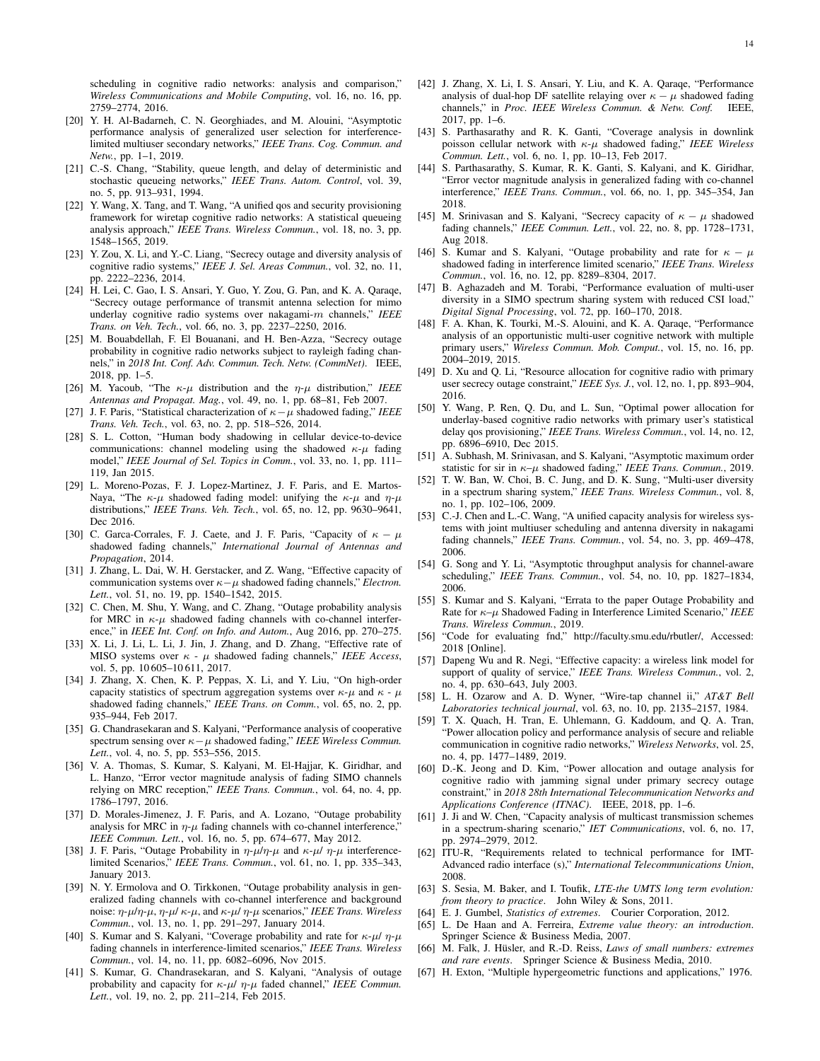scheduling in cognitive radio networks: analysis and comparison," *Wireless Communications and Mobile Computing*, vol. 16, no. 16, pp. 2759–2774, 2016.

[20] Y. H. Al-Badarneh, C. N. Georghiades, and M. Alouini, "Asymptotic performance analysis of generalized user selection for interference-limited multiuser secondary networks," *IEEE Trans. Cog. Commun. and Netw.*, pp. 1–1, 2019.

[21] C.-S. Chang, "Stability, queue length, and delay of deterministic and stochastic queueing networks," *IEEE Trans. Autom. Control*, vol. 39, no. 5, pp. 913–931, 1994.

[22] Y. Wang, X. Tang, and T. Wang, "A unified qos and security provisioning framework for wiretap cognitive radio networks: A statistical queueing analysis approach," *IEEE Trans. Wireless Commun.*, vol. 18, no. 3, pp. 1548–1565, 2019.

[23] Y. Zou, X. Li, and Y.-C. Liang, "Secrecy outage and diversity analysis of cognitive radio systems," *IEEE J. Sel. Areas Commun.*, vol. 32, no. 11, pp. 2222–2236, 2014.

[24] H. Lei, C. Gao, I. S. Ansari, Y. Guo, Y. Zou, G. Pan, and K. A. Qaraqe, "Secrecy outage performance of transmit antenna selection for mimo underlay cognitive radio systems over nakagami-$m$ channels," *IEEE Trans. on Veh. Tech.*, vol. 66, no. 3, pp. 2237–2250, 2016.

[25] M. Bouabdellah, F. El Bouanani, and H. Ben-Azza, "Secrecy outage probability in cognitive radio networks subject to rayleigh fading channels," in *2018 Int. Conf. Adv. Commun. Tech. Netw. (CommNet)*. IEEE, 2018, pp. 1–5.

[26] M. Yacoub, "The $\kappa$-$\mu$ distribution and the $\eta$-$\mu$ distribution," *IEEE Antennas and Propagat. Mag.*, vol. 49, no. 1, pp. 68–81, Feb 2007.

[27] J. F. Paris, "Statistical characterization of $\kappa-\mu$ shadowed fading," *IEEE Trans. Veh. Tech.*, vol. 63, no. 2, pp. 518–526, 2014.

[28] S. L. Cotton, "Human body shadowing in cellular device-to-device communications: channel modeling using the shadowed $\kappa$-$\mu$ fading model," *IEEE Journal of Sel. Topics in Comm.*, vol. 33, no. 1, pp. 111–119, Jan 2015.

[29] L. Moreno-Pozas, F. J. Lopez-Martinez, J. F. Paris, and E. Martos-Naya, "The $\kappa$-$\mu$ shadowed fading model: unifying the $\kappa$-$\mu$ and $\eta$-$\mu$ distributions," *IEEE Trans. Veh. Tech.*, vol. 65, no. 12, pp. 9630–9641, Dec 2016.

[30] C. Garca-Corrales, F. J. Caete, and J. F. Paris, "Capacity of $\kappa-\mu$ shadowed fading channels," *International Journal of Antennas and Propagation*, 2014.

[31] J. Zhang, L. Dai, W. H. Gerstacker, and Z. Wang, "Effective capacity of communication systems over $\kappa-\mu$ shadowed fading channels," *Electron. Lett.*, vol. 51, no. 19, pp. 1540–1542, 2015.

[32] C. Chen, M. Shu, Y. Wang, and C. Zhang, "Outage probability analysis for MRC in $\kappa$-$\mu$ shadowed fading channels with co-channel interference," in *IEEE Int. Conf. on Info. and Autom.*, Aug 2016, pp. 270–275.

[33] X. Li, J. Li, L. Li, J. Jin, J. Zhang, and D. Zhang, "Effective rate of MISO systems over $\kappa$ - $\mu$ shadowed fading channels," *IEEE Access*, vol. 5, pp. 10 605–10 611, 2017.

[34] J. Zhang, X. Chen, K. P. Peppas, X. Li, and Y. Liu, "On high-order capacity statistics of spectrum aggregation systems over $\kappa$-$\mu$ and $\kappa$ - $\mu$ shadowed fading channels," *IEEE Trans. on Comm.*, vol. 65, no. 2, pp. 935–944, Feb 2017.

[35] G. Chandrasekaran and S. Kalyani, "Performance analysis of cooperative spectrum sensing over $\kappa-\mu$ shadowed fading," *IEEE Wireless Commun. Lett.*, vol. 4, no. 5, pp. 553–556, 2015.

[36] V. A. Thomas, S. Kumar, S. Kalyani, M. El-Hajjar, K. Giridhar, and L. Hanzo, "Error vector magnitude analysis of fading SIMO channels relying on MRC reception," *IEEE Trans. Commun.*, vol. 64, no. 4, pp. 1786–1797, 2016.

[37] D. Morales-Jimenez, J. F. Paris, and A. Lozano, "Outage probability analysis for MRC in $\eta$-$\mu$ fading channels with co-channel interference," *IEEE Commun. Lett.*, vol. 16, no. 5, pp. 674–677, May 2012.

[38] J. F. Paris, "Outage Probability in $\eta$-$\mu$/$\eta$-$\mu$ and $\kappa$-$\mu$/ $\eta$-$\mu$ interference-limited Scenarios," *IEEE Trans. Commun.*, vol. 61, no. 1, pp. 335–343, January 2013.

[39] N. Y. Ermolova and O. Tirkkonen, "Outage probability analysis in generalized fading channels with co-channel interference and background noise: $\eta$-$\mu$/$\eta$-$\mu$, $\eta$-$\mu$/ $\kappa$-$\mu$, and $\kappa$-$\mu$/ $\eta$-$\mu$ scenarios," *IEEE Trans. Wireless Commun.*, vol. 13, no. 1, pp. 291–297, January 2014.

[40] S. Kumar and S. Kalyani, "Coverage probability and rate for $\kappa$-$\mu$/ $\eta$-$\mu$ fading channels in interference-limited scenarios," *IEEE Trans. Wireless Commun.*, vol. 14, no. 11, pp. 6082–6096, Nov 2015.

[41] S. Kumar, G. Chandrasekaran, and S. Kalyani, "Analysis of outage probability and capacity for $\kappa$-$\mu$/ $\eta$-$\mu$ faded channel," *IEEE Commun. Lett.*, vol. 19, no. 2, pp. 211–214, Feb 2015.

[42] J. Zhang, X. Li, I. S. Ansari, Y. Liu, and K. A. Qaraqe, "Performance analysis of dual-hop DF satellite relaying over $\kappa-\mu$ shadowed fading channels," in *Proc. IEEE Wireless Commun. & Netw. Conf.* IEEE, 2017, pp. 1–6.

[43] S. Parthasarathy and R. K. Ganti, "Coverage analysis in downlink poisson cellular network with $\kappa$-$\mu$ shadowed fading," *IEEE Wireless Commun. Lett.*, vol. 6, no. 1, pp. 10–13, Feb 2017.

[44] S. Parthasarathy, S. Kumar, R. K. Ganti, S. Kalyani, and K. Giridhar, "Error vector magnitude analysis in generalized fading with co-channel interference," *IEEE Trans. Commun.*, vol. 66, no. 1, pp. 345–354, Jan 2018.

[45] M. Srinivasan and S. Kalyani, "Secrecy capacity of $\kappa-\mu$ shadowed fading channels," *IEEE Commun. Lett.*, vol. 22, no. 8, pp. 1728–1731, Aug 2018.

[46] S. Kumar and S. Kalyani, "Outage probability and rate for $\kappa-\mu$ shadowed fading in interference limited scenario," *IEEE Trans. Wireless Commun.*, vol. 16, no. 12, pp. 8289–8304, 2017.

[47] B. Aghazadeh and M. Torabi, "Performance evaluation of multi-user diversity in a SIMO spectrum sharing system with reduced CSI load," *Digital Signal Processing*, vol. 72, pp. 160–170, 2018.

[48] F. A. Khan, K. Tourki, M.-S. Alouini, and K. A. Qaraqe, "Performance analysis of an opportunistic multi-user cognitive network with multiple primary users," *Wireless Commun. Mob. Comput.*, vol. 15, no. 16, pp. 2004–2019, 2015.

[49] D. Xu and Q. Li, "Resource allocation for cognitive radio with primary user secrecy outage constraint," *IEEE Sys. J.*, vol. 12, no. 1, pp. 893–904, 2016.

[50] Y. Wang, P. Ren, Q. Du, and L. Sun, "Optimal power allocation for underlay-based cognitive radio networks with primary user's statistical delay qos provisioning," *IEEE Trans. Wireless Commun.*, vol. 14, no. 12, pp. 6896–6910, Dec 2015.

[51] A. Subhash, M. Srinivasan, and S. Kalyani, "Asymptotic maximum order statistic for sir in $\kappa$–$\mu$ shadowed fading," *IEEE Trans. Commun.*, 2019.

[52] T. W. Ban, W. Choi, B. C. Jung, and D. K. Sung, "Multi-user diversity in a spectrum sharing system," *IEEE Trans. Wireless Commun.*, vol. 8, no. 1, pp. 102–106, 2009.

[53] C.-J. Chen and L.-C. Wang, "A unified capacity analysis for wireless systems with joint multiuser scheduling and antenna diversity in nakagami fading channels," *IEEE Trans. Commun.*, vol. 54, no. 3, pp. 469–478, 2006.

[54] G. Song and Y. Li, "Asymptotic throughput analysis for channel-aware scheduling," *IEEE Trans. Commun.*, vol. 54, no. 10, pp. 1827–1834, 2006.

[55] S. Kumar and S. Kalyani, "Errata to the paper Outage Probability and Rate for $\kappa$–$\mu$ Shadowed Fading in Interference Limited Scenario," *IEEE Trans. Wireless Commun.*, 2019.

[56] "Code for evaluating fnd," http://faculty.smu.edu/rbutler/, Accessed: 2018 [Online].

[57] Dapeng Wu and R. Negi, "Effective capacity: a wireless link model for support of quality of service," *IEEE Trans. Wireless Commun.*, vol. 2, no. 4, pp. 630–643, July 2003.

[58] L. H. Ozarow and A. D. Wyner, "Wire-tap channel ii," *AT&T Bell Laboratories technical journal*, vol. 63, no. 10, pp. 2135–2157, 1984.

[59] T. X. Quach, H. Tran, E. Uhlemann, G. Kaddoum, and Q. A. Tran, "Power allocation policy and performance analysis of secure and reliable communication in cognitive radio networks," *Wireless Networks*, vol. 25, no. 4, pp. 1477–1489, 2019.

[60] D.-K. Jeong and D. Kim, "Power allocation and outage analysis for cognitive radio with jamming signal under primary secrecy outage constraint," in *2018 28th International Telecommunication Networks and Applications Conference (ITNAC)*. IEEE, 2018, pp. 1–6.

[61] J. Ji and W. Chen, "Capacity analysis of multicast transmission schemes in a spectrum-sharing scenario," *IET Communications*, vol. 6, no. 17, pp. 2974–2979, 2012.

[62] ITU-R, "Requirements related to technical performance for IMT-Advanced radio interface (s)," *International Telecommunications Union*, 2008.

[63] S. Sesia, M. Baker, and I. Toufik, *LTE-the UMTS long term evolution: from theory to practice*. John Wiley & Sons, 2011.

[64] E. J. Gumbel, *Statistics of extremes*. Courier Corporation, 2012.

[65] L. De Haan and A. Ferreira, *Extreme value theory: an introduction*. Springer Science & Business Media, 2007.

[66] M. Falk, J. Hüsler, and R.-D. Reiss, *Laws of small numbers: extremes and rare events*. Springer Science & Business Media, 2010.

[67] H. Exton, "Multiple hypergeometric functions and applications," 1976.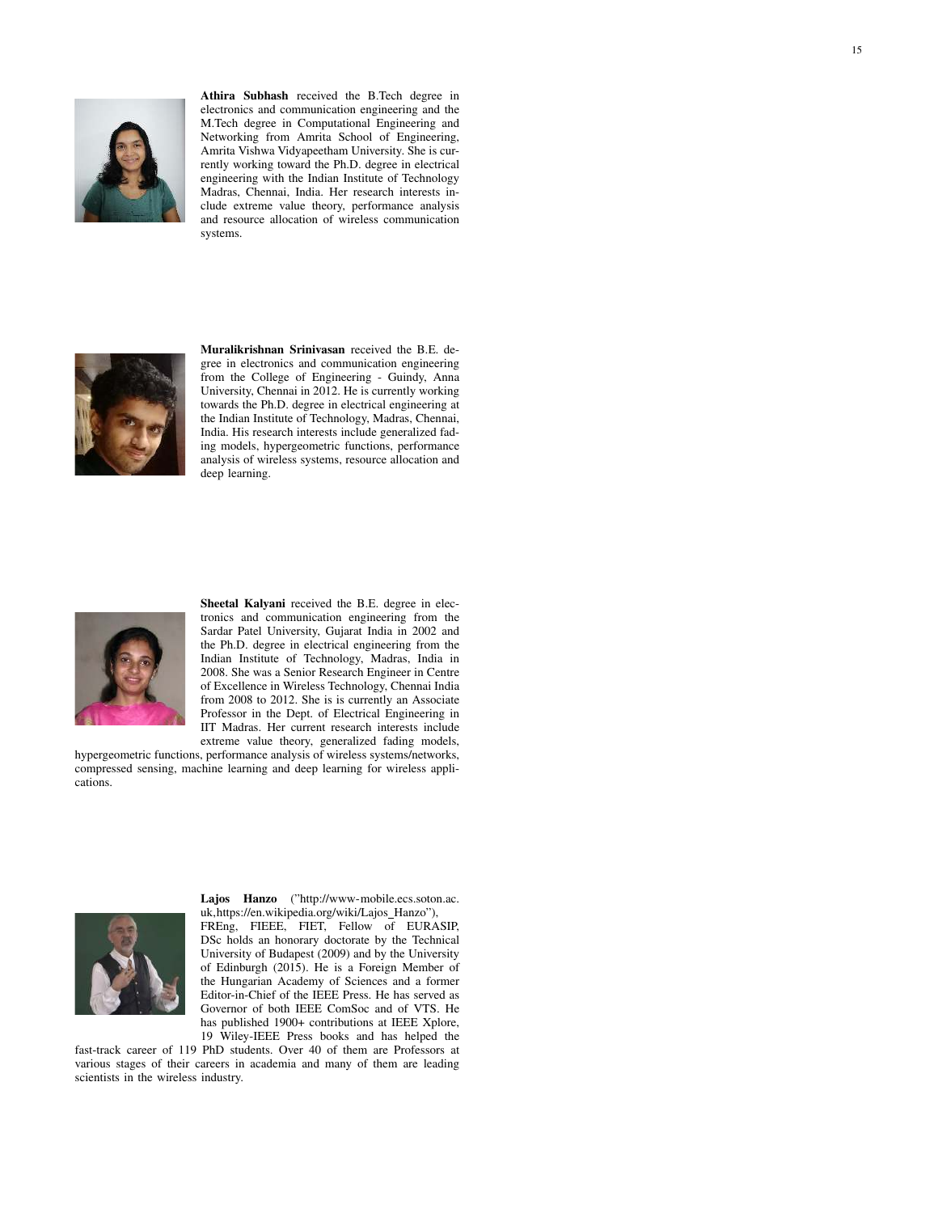**Athira Subhash** received the B.Tech degree in electronics and communication engineering and the M.Tech degree in Computational Engineering and Networking from Amrita School of Engineering, Amrita Vishwa Vidyapeetham University. She is currently working toward the Ph.D. degree in electrical engineering with the Indian Institute of Technology Madras, Chennai, India. Her research interests include extreme value theory, performance analysis and resource allocation of wireless communication systems.

**Muralikrishnan Srinivasan** received the B.E. degree in electronics and communication engineering from the College of Engineering - Guindy, Anna University, Chennai in 2012. He is currently working towards the Ph.D. degree in electrical engineering at the Indian Institute of Technology, Madras, Chennai, India. His research interests include generalized fading models, hypergeometric functions, performance analysis of wireless systems, resource allocation and deep learning.

**Sheetal Kalyani** received the B.E. degree in electronics and communication engineering from the Sardar Patel University, Gujarat India in 2002 and the Ph.D. degree in electrical engineering from the Indian Institute of Technology, Madras, India in 2008. She was a Senior Research Engineer in Centre of Excellence in Wireless Technology, Chennai India from 2008 to 2012. She is is currently an Associate Professor in the Dept. of Electrical Engineering in IIT Madras. Her current research interests include extreme value theory, generalized fading models, hypergeometric functions, performance analysis of wireless systems/networks, compressed sensing, machine learning and deep learning for wireless applications.

**Lajos Hanzo** ("http://www-mobile.ecs.soton.ac.uk,https://en.wikipedia.org/wiki/Lajos_Hanzo"), FREng, FIEEE, FIET, Fellow of EURASIP, DSc holds an honorary doctorate by the Technical University of Budapest (2009) and by the University of Edinburgh (2015). He is a Foreign Member of the Hungarian Academy of Sciences and a former Editor-in-Chief of the IEEE Press. He has served as Governor of both IEEE ComSoc and of VTS. He has published 1900+ contributions at IEEE Xplore, 19 Wiley-IEEE Press books and has helped the fast-track career of 119 PhD students. Over 40 of them are Professors at various stages of their careers in academia and many of them are leading scientists in the wireless industry.